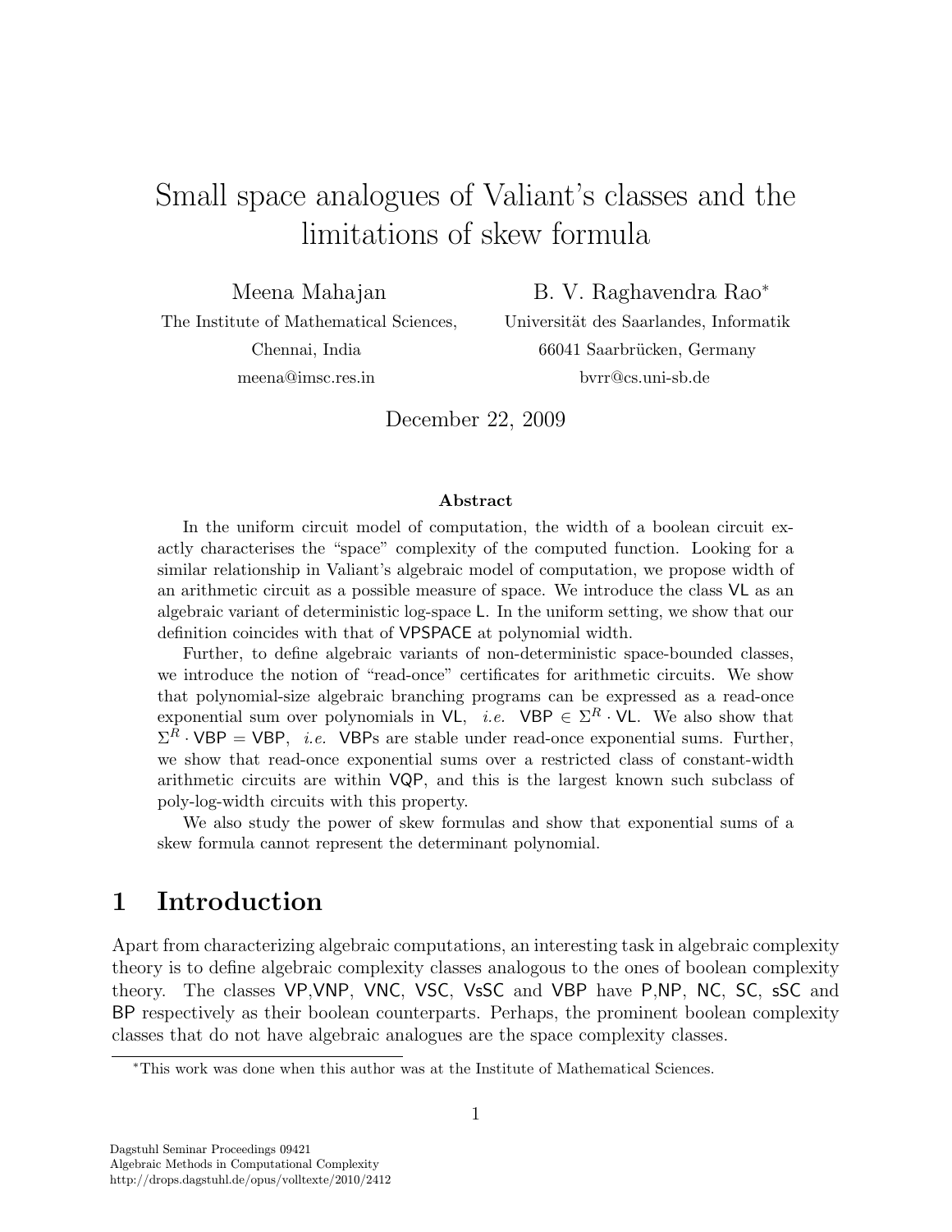# Small space analogues of Valiant's classes and the limitations of skew formula

Meena Mahajan
The Institute of Mathematical Sciences,
Chennai, India
meena@imsc.res.in

B. V. Raghavendra Rao*
Universität des Saarlandes, Informatik
66041 Saarbrücken, Germany
bvrr@cs.uni-sb.de

December 22, 2009

### Abstract

In the uniform circuit model of computation, the width of a boolean circuit exactly characterises the "space" complexity of the computed function. Looking for a similar relationship in Valiant's algebraic model of computation, we propose width of an arithmetic circuit as a possible measure of space. We introduce the class VL as an algebraic variant of deterministic log-space L. In the uniform setting, we show that our definition coincides with that of VPSPACE at polynomial width.

Further, to define algebraic variants of non-deterministic space-bounded classes, we introduce the notion of "read-once" certificates for arithmetic circuits. We show that polynomial-size algebraic branching programs can be expressed as a read-once exponential sum over polynomials in VL, *i.e.* $\mathsf{VBP} \in \Sigma^R \cdot \mathsf{VL}$. We also show that $\Sigma^R \cdot \mathsf{VBP} = \mathsf{VBP}$, *i.e.* VBPs are stable under read-once exponential sums. Further, we show that read-once exponential sums over a restricted class of constant-width arithmetic circuits are within VQP, and this is the largest known such subclass of poly-log-width circuits with this property.

We also study the power of skew formulas and show that exponential sums of a skew formula cannot represent the determinant polynomial.

## 1 Introduction

Apart from characterizing algebraic computations, an interesting task in algebraic complexity theory is to define algebraic complexity classes analogous to the ones of boolean complexity theory. The classes VP,VNP, VNC, VSC, VsSC and VBP have P,NP, NC, SC, sSC and BP respectively as their boolean counterparts. Perhaps, the prominent boolean complexity classes that do not have algebraic analogues are the space complexity classes.

*This work was done when this author was at the Institute of Mathematical Sciences.

Dagstuhl Seminar Proceedings 09421
Algebraic Methods in Computational Complexity
http://drops.dagstuhl.de/opus/volltexte/2010/2412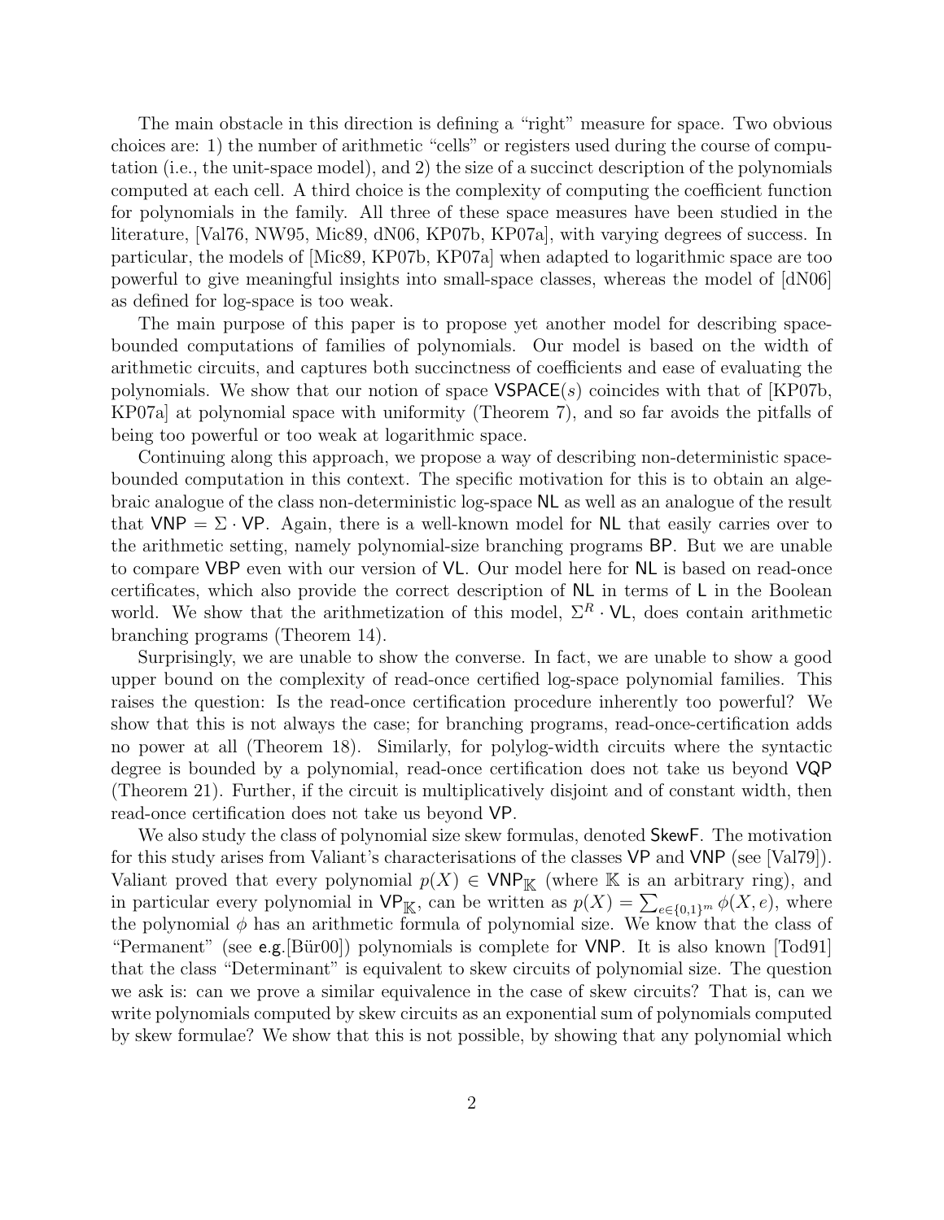The main obstacle in this direction is defining a "right" measure for space. Two obvious choices are: 1) the number of arithmetic "cells" or registers used during the course of computation (i.e., the unit-space model), and 2) the size of a succinct description of the polynomials computed at each cell. A third choice is the complexity of computing the coefficient function for polynomials in the family. All three of these space measures have been studied in the literature, [Val76, NW95, Mic89, dN06, KP07b, KP07a], with varying degrees of success. In particular, the models of [Mic89, KP07b, KP07a] when adapted to logarithmic space are too powerful to give meaningful insights into small-space classes, whereas the model of [dN06] as defined for log-space is too weak.

The main purpose of this paper is to propose yet another model for describing space-bounded computations of families of polynomials. Our model is based on the width of arithmetic circuits, and captures both succinctness of coefficients and ease of evaluating the polynomials. We show that our notion of space $\mathsf{VSPACE}(s)$ coincides with that of [KP07b, KP07a] at polynomial space with uniformity (Theorem 7), and so far avoids the pitfalls of being too powerful or too weak at logarithmic space.

Continuing along this approach, we propose a way of describing non-deterministic space-bounded computation in this context. The specific motivation for this is to obtain an algebraic analogue of the class non-deterministic log-space $\mathsf{NL}$ as well as an analogue of the result that $\mathsf{VNP} = \Sigma \cdot \mathsf{VP}$. Again, there is a well-known model for $\mathsf{NL}$ that easily carries over to the arithmetic setting, namely polynomial-size branching programs $\mathsf{BP}$. But we are unable to compare $\mathsf{VBP}$ even with our version of $\mathsf{VL}$. Our model here for $\mathsf{NL}$ is based on read-once certificates, which also provide the correct description of $\mathsf{NL}$ in terms of $\mathsf{L}$ in the Boolean world. We show that the arithmetization of this model, $\Sigma^R \cdot \mathsf{VL}$, does contain arithmetic branching programs (Theorem 14).

Surprisingly, we are unable to show the converse. In fact, we are unable to show a good upper bound on the complexity of read-once certified log-space polynomial families. This raises the question: Is the read-once certification procedure inherently too powerful? We show that this is not always the case; for branching programs, read-once-certification adds no power at all (Theorem 18). Similarly, for polylog-width circuits where the syntactic degree is bounded by a polynomial, read-once certification does not take us beyond $\mathsf{VQP}$ (Theorem 21). Further, if the circuit is multiplicatively disjoint and of constant width, then read-once certification does not take us beyond $\mathsf{VP}$.

We also study the class of polynomial size skew formulas, denoted $\mathsf{SkewF}$. The motivation for this study arises from Valiant's characterisations of the classes $\mathsf{VP}$ and $\mathsf{VNP}$ (see [Val79]). Valiant proved that every polynomial $p(X) \in \mathsf{VNP}_{\mathbb{K}}$ (where $\mathbb{K}$ is an arbitrary ring), and in particular every polynomial in $\mathsf{VP}_{\mathbb{K}}$, can be written as $p(X) = \sum_{e \in \{0,1\}^m} \phi(X, e)$, where the polynomial $\phi$ has an arithmetic formula of polynomial size. We know that the class of "Permanent" (see e.g.[Bür00]) polynomials is complete for $\mathsf{VNP}$. It is also known [Tod91] that the class "Determinant" is equivalent to skew circuits of polynomial size. The question we ask is: can we prove a similar equivalence in the case of skew circuits? That is, can we write polynomials computed by skew circuits as an exponential sum of polynomials computed by skew formulae? We show that this is not possible, by showing that any polynomial which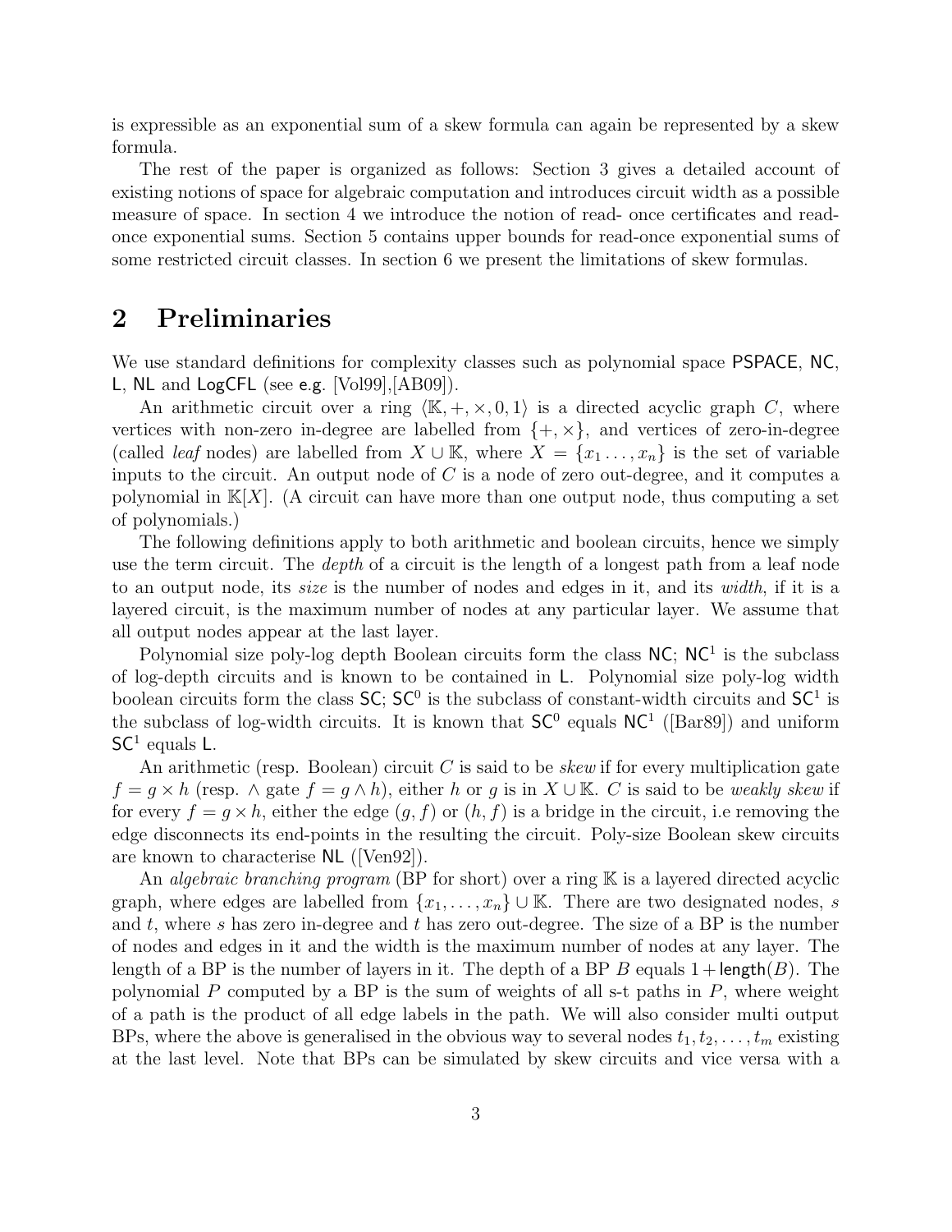is expressible as an exponential sum of a skew formula can again be represented by a skew formula.

The rest of the paper is organized as follows: Section 3 gives a detailed account of existing notions of space for algebraic computation and introduces circuit width as a possible measure of space. In section 4 we introduce the notion of read- once certificates and read-once exponential sums. Section 5 contains upper bounds for read-once exponential sums of some restricted circuit classes. In section 6 we present the limitations of skew formulas.

## 2 Preliminaries

We use standard definitions for complexity classes such as polynomial space PSPACE, NC, L, NL and LogCFL (see e.g. [Vol99],[AB09]).

An arithmetic circuit over a ring $\langle \mathbb{K}, +, \times, 0, 1\rangle$ is a directed acyclic graph $C$, where vertices with non-zero in-degree are labelled from $\{+, \times\}$, and vertices of zero-in-degree (called *leaf* nodes) are labelled from $X \cup \mathbb{K}$, where $X = \{x_1 \ldots, x_n\}$ is the set of variable inputs to the circuit. An output node of $C$ is a node of zero out-degree, and it computes a polynomial in $\mathbb{K}[X]$. (A circuit can have more than one output node, thus computing a set of polynomials.)

The following definitions apply to both arithmetic and boolean circuits, hence we simply use the term circuit. The *depth* of a circuit is the length of a longest path from a leaf node to an output node, its *size* is the number of nodes and edges in it, and its *width*, if it is a layered circuit, is the maximum number of nodes at any particular layer. We assume that all output nodes appear at the last layer.

Polynomial size poly-log depth Boolean circuits form the class NC; $\mathsf{NC}^1$ is the subclass of log-depth circuits and is known to be contained in L. Polynomial size poly-log width boolean circuits form the class SC; $\mathsf{SC}^0$ is the subclass of constant-width circuits and $\mathsf{SC}^1$ is the subclass of log-width circuits. It is known that $\mathsf{SC}^0$ equals $\mathsf{NC}^1$ ([Bar89]) and uniform $\mathsf{SC}^1$ equals L.

An arithmetic (resp. Boolean) circuit $C$ is said to be *skew* if for every multiplication gate $f = g \times h$ (resp. $\wedge$ gate $f = g \wedge h$), either $h$ or $g$ is in $X \cup \mathbb{K}$. $C$ is said to be *weakly skew* if for every $f = g \times h$, either the edge $(g, f)$ or $(h, f)$ is a bridge in the circuit, i.e removing the edge disconnects its end-points in the resulting the circuit. Poly-size Boolean skew circuits are known to characterise NL ([Ven92]).

An *algebraic branching program* (BP for short) over a ring $\mathbb{K}$ is a layered directed acyclic graph, where edges are labelled from $\{x_1, \ldots, x_n\} \cup \mathbb{K}$. There are two designated nodes, $s$ and $t$, where $s$ has zero in-degree and $t$ has zero out-degree. The size of a BP is the number of nodes and edges in it and the width is the maximum number of nodes at any layer. The length of a BP is the number of layers in it. The depth of a BP $B$ equals $1 + \mathsf{length}(B)$. The polynomial $P$ computed by a BP is the sum of weights of all s-t paths in $P$, where weight of a path is the product of all edge labels in the path. We will also consider multi output BPs, where the above is generalised in the obvious way to several nodes $t_1, t_2, \ldots, t_m$ existing at the last level. Note that BPs can be simulated by skew circuits and vice versa with a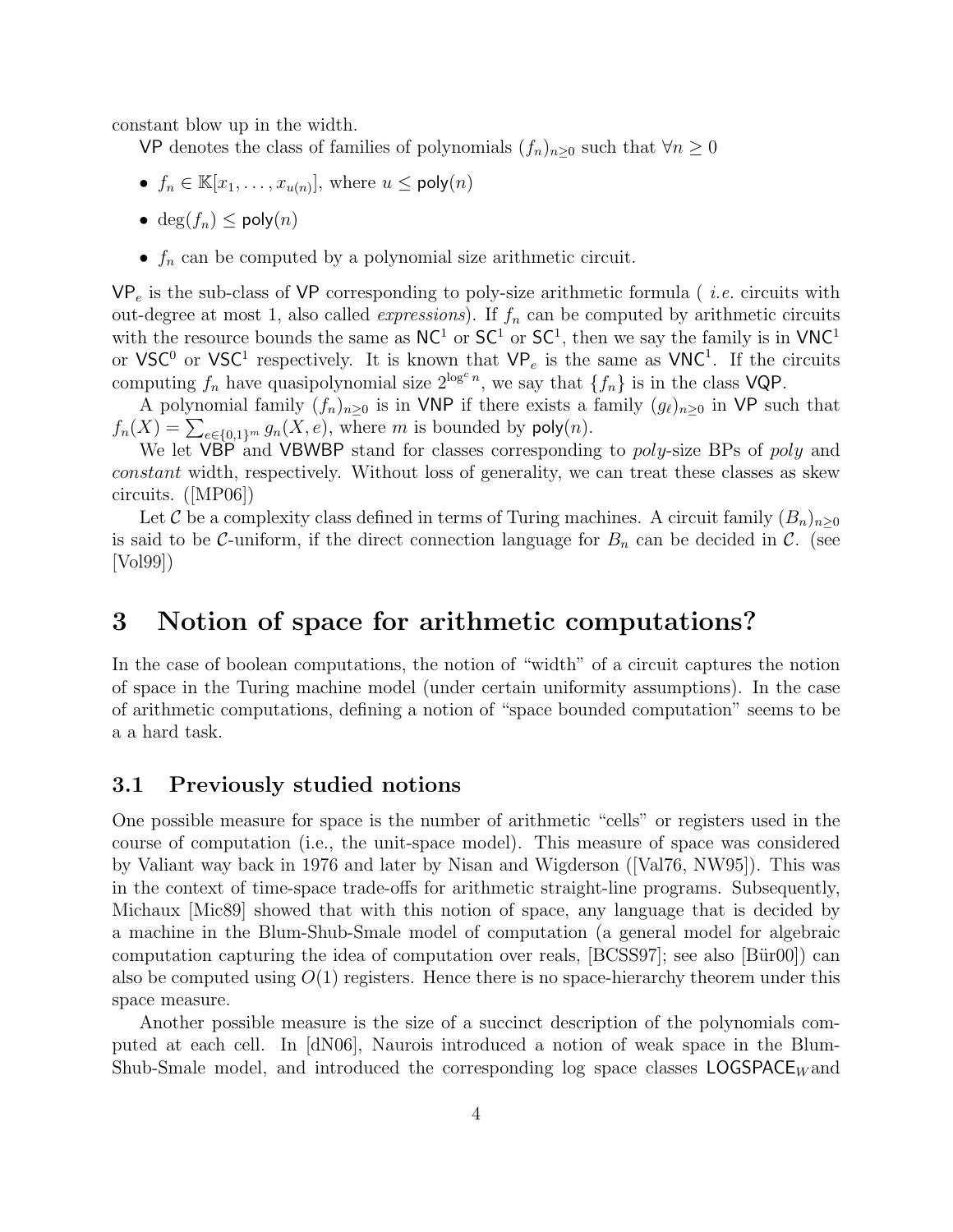constant blow up in the width.

VP denotes the class of families of polynomials $(f_n)_{n\geq 0}$ such that $\forall n \geq 0$

- $f_n \in \mathbb{K}[x_1, \ldots, x_{u(n)}]$, where $u \leq \mathsf{poly}(n)$
- $\deg(f_n) \leq \mathsf{poly}(n)$
- $f_n$ can be computed by a polynomial size arithmetic circuit.

$\mathsf{VP}_e$ is the sub-class of VP corresponding to poly-size arithmetic formula ( *i.e.* circuits with out-degree at most 1, also called *expressions*). If $f_n$ can be computed by arithmetic circuits with the resource bounds the same as $\mathsf{NC}^1$ or $\mathsf{SC}^1$ or $\mathsf{SC}^1$, then we say the family is in $\mathsf{VNC}^1$ or $\mathsf{VSC}^0$ or $\mathsf{VSC}^1$ respectively. It is known that $\mathsf{VP}_e$ is the same as $\mathsf{VNC}^1$. If the circuits computing $f_n$ have quasipolynomial size $2^{\log^c n}$, we say that $\{f_n\}$ is in the class VQP.

A polynomial family $(f_n)_{n\geq 0}$ is in VNP if there exists a family $(g_\ell)_{n\geq 0}$ in VP such that $f_n(X) = \sum_{e\in\{0,1\}^m} g_n(X, e)$, where $m$ is bounded by $\mathsf{poly}(n)$.

We let VBP and VBWBP stand for classes corresponding to *poly*-size BPs of *poly* and *constant* width, respectively. Without loss of generality, we can treat these classes as skew circuits. ([MP06])

Let $\mathcal{C}$ be a complexity class defined in terms of Turing machines. A circuit family $(B_n)_{n\geq 0}$ is said to be $\mathcal{C}$-uniform, if the direct connection language for $B_n$ can be decided in $\mathcal{C}$. (see [Vol99])

# 3 Notion of space for arithmetic computations?

In the case of boolean computations, the notion of "width" of a circuit captures the notion of space in the Turing machine model (under certain uniformity assumptions). In the case of arithmetic computations, defining a notion of "space bounded computation" seems to be a a hard task.

## 3.1 Previously studied notions

One possible measure for space is the number of arithmetic "cells" or registers used in the course of computation (i.e., the unit-space model). This measure of space was considered by Valiant way back in 1976 and later by Nisan and Wigderson ([Val76, NW95]). This was in the context of time-space trade-offs for arithmetic straight-line programs. Subsequently, Michaux [Mic89] showed that with this notion of space, any language that is decided by a machine in the Blum-Shub-Smale model of computation (a general model for algebraic computation capturing the idea of computation over reals, [BCSS97]; see also [Bür00]) can also be computed using $O(1)$ registers. Hence there is no space-hierarchy theorem under this space measure.

Another possible measure is the size of a succinct description of the polynomials computed at each cell. In [dN06], Naurois introduced a notion of weak space in the Blum-Shub-Smale model, and introduced the corresponding log space classes $\mathsf{LOGSPACE}_W$ and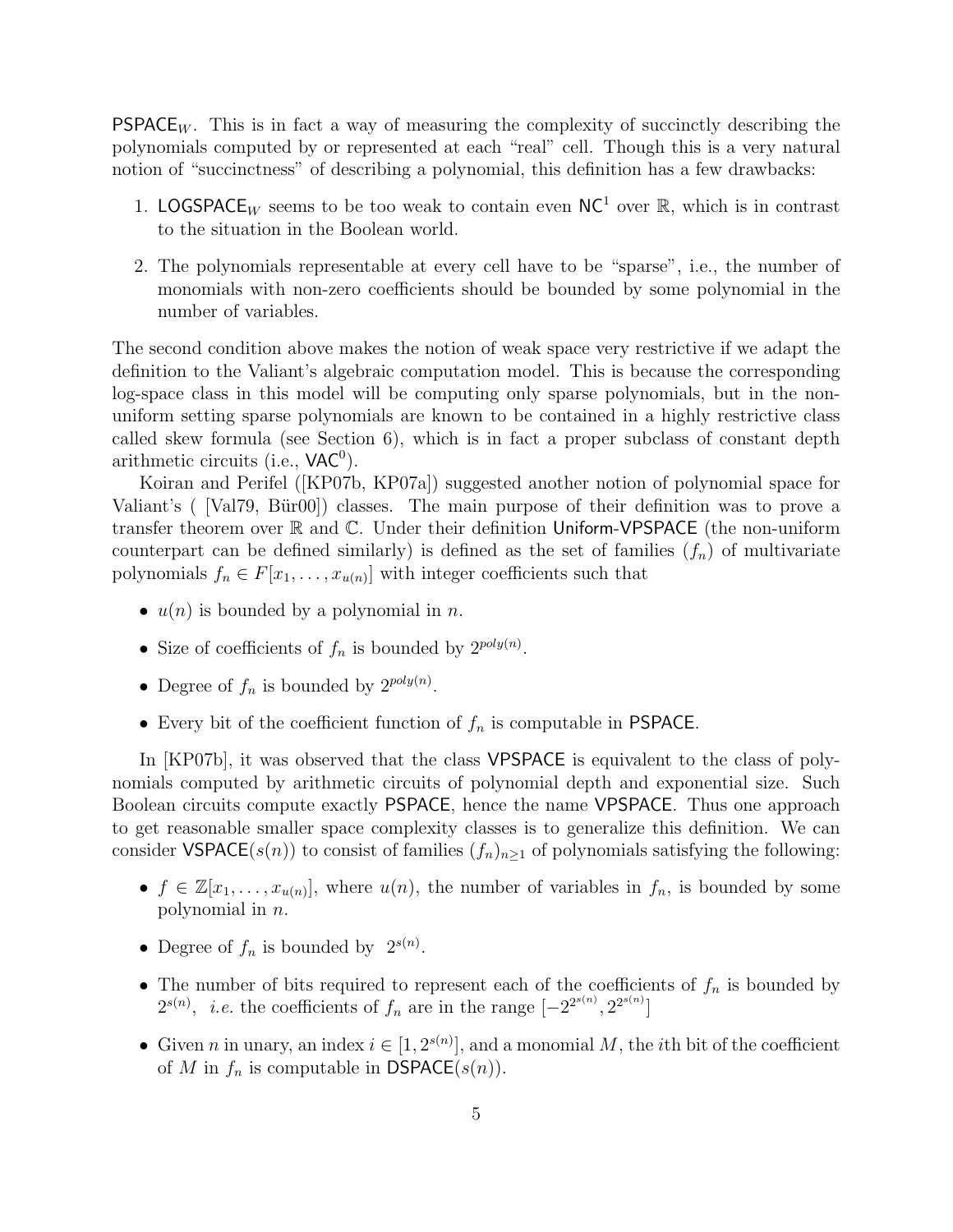$\mathsf{PSPACE}_W$. This is in fact a way of measuring the complexity of succinctly describing the polynomials computed by or represented at each "real" cell. Though this is a very natural notion of "succinctness" of describing a polynomial, this definition has a few drawbacks:

1. $\mathsf{LOGSPACE}_W$ seems to be too weak to contain even $\mathsf{NC}^1$ over $\mathbb{R}$, which is in contrast to the situation in the Boolean world.
2. The polynomials representable at every cell have to be "sparse", i.e., the number of monomials with non-zero coefficients should be bounded by some polynomial in the number of variables.

The second condition above makes the notion of weak space very restrictive if we adapt the definition to the Valiant's algebraic computation model. This is because the corresponding log-space class in this model will be computing only sparse polynomials, but in the non-uniform setting sparse polynomials are known to be contained in a highly restrictive class called skew formula (see Section 6), which is in fact a proper subclass of constant depth arithmetic circuits (i.e., $\mathsf{VAC}^0$).

Koiran and Perifel ([KP07b, KP07a]) suggested another notion of polynomial space for Valiant's ( [Val79, Bür00]) classes. The main purpose of their definition was to prove a transfer theorem over $\mathbb{R}$ and $\mathbb{C}$. Under their definition Uniform-VPSPACE (the non-uniform counterpart can be defined similarly) is defined as the set of families $(f_n)$ of multivariate polynomials $f_n \in F[x_1, \ldots, x_{u(n)}]$ with integer coefficients such that

- $u(n)$ is bounded by a polynomial in $n$.
- Size of coefficients of $f_n$ is bounded by $2^{poly(n)}$.
- Degree of $f_n$ is bounded by $2^{poly(n)}$.
- Every bit of the coefficient function of $f_n$ is computable in PSPACE.

In [KP07b], it was observed that the class VPSPACE is equivalent to the class of polynomials computed by arithmetic circuits of polynomial depth and exponential size. Such Boolean circuits compute exactly PSPACE, hence the name VPSPACE. Thus one approach to get reasonable smaller space complexity classes is to generalize this definition. We can consider $\mathsf{VSPACE}(s(n))$ to consist of families $(f_n)_{n\geq 1}$ of polynomials satisfying the following:

- $f \in \mathbb{Z}[x_1, \ldots, x_{u(n)}]$, where $u(n)$, the number of variables in $f_n$, is bounded by some polynomial in $n$.
- Degree of $f_n$ is bounded by $2^{s(n)}$.
- The number of bits required to represent each of the coefficients of $f_n$ is bounded by $2^{s(n)}$, *i.e.* the coefficients of $f_n$ are in the range $[-2^{2^{s(n)}}, 2^{2^{s(n)}}]$
- Given $n$ in unary, an index $i \in [1, 2^{s(n)}]$, and a monomial $M$, the $i$th bit of the coefficient of $M$ in $f_n$ is computable in $\mathsf{DSPACE}(s(n))$.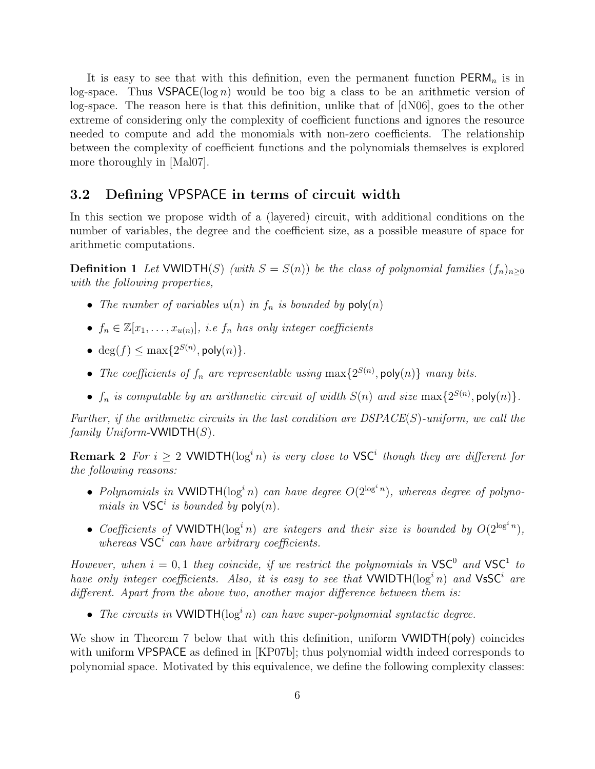It is easy to see that with this definition, even the permanent function $\mathsf{PERM}_n$ is in log-space. Thus $\mathsf{VSPACE}(\log n)$ would be too big a class to be an arithmetic version of log-space. The reason here is that this definition, unlike that of [dN06], goes to the other extreme of considering only the complexity of coefficient functions and ignores the resource needed to compute and add the monomials with non-zero coefficients. The relationship between the complexity of coefficient functions and the polynomials themselves is explored more thoroughly in [Mal07].

## 3.2 Defining VPSPACE in terms of circuit width

In this section we propose width of a (layered) circuit, with additional conditions on the number of variables, the degree and the coefficient size, as a possible measure of space for arithmetic computations.

**Definition 1** *Let* $\mathsf{VWIDTH}(S)$ *(with* $S = S(n)$*) be the class of polynomial families* $(f_n)_{n \geq 0}$ *with the following properties,*

- *The number of variables* $u(n)$ *in* $f_n$ *is bounded by* $\mathsf{poly}(n)$
- $f_n \in \mathbb{Z}[x_1, \ldots, x_{u(n)}]$*, i.e* $f_n$ *has only integer coefficients*
- $\deg(f) \leq \max\{2^{S(n)}, \mathsf{poly}(n)\}$.
- *The coefficients of* $f_n$ *are representable using* $\max\{2^{S(n)}, \mathsf{poly}(n)\}$ *many bits.*
- $f_n$ *is computable by an arithmetic circuit of width* $S(n)$ *and size* $\max\{2^{S(n)}, \mathsf{poly}(n)\}$.

*Further, if the arithmetic circuits in the last condition are DSPACE(S)-uniform, we call the family Uniform-*$\mathsf{VWIDTH}(S)$.

**Remark 2** *For* $i \geq 2$ $\mathsf{VWIDTH}(\log^i n)$ *is very close to* $\mathsf{VSC}^i$ *though they are different for the following reasons:*

- *Polynomials in* $\mathsf{VWIDTH}(\log^i n)$ *can have degree* $O(2^{\log^i n})$*, whereas degree of polynomials in* $\mathsf{VSC}^i$ *is bounded by* $\mathsf{poly}(n)$.
- *Coefficients of* $\mathsf{VWIDTH}(\log^i n)$ *are integers and their size is bounded by* $O(2^{\log^i n})$*, whereas* $\mathsf{VSC}^i$ *can have arbitrary coefficients.*

*However, when* $i = 0, 1$ *they coincide, if we restrict the polynomials in* $\mathsf{VSC}^0$ *and* $\mathsf{VSC}^1$ *to have only integer coefficients. Also, it is easy to see that* $\mathsf{VWIDTH}(\log^i n)$ *and* $\mathsf{VsSC}^i$ *are different. Apart from the above two, another major difference between them is:*

- *The circuits in* $\mathsf{VWIDTH}(\log^i n)$ *can have super-polynomial syntactic degree.*

We show in Theorem 7 below that with this definition, uniform $\mathsf{VWIDTH}(\mathsf{poly})$ coincides with uniform $\mathsf{VPSPACE}$ as defined in [KP07b]; thus polynomial width indeed corresponds to polynomial space. Motivated by this equivalence, we define the following complexity classes: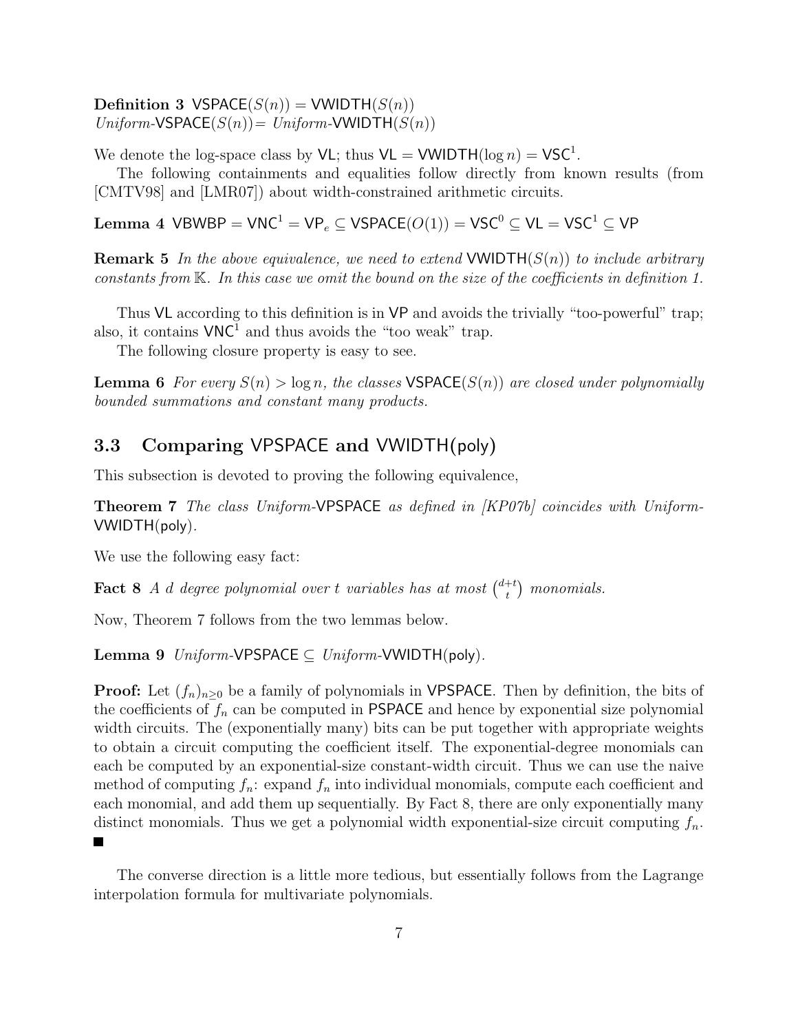**Definition 3** $\mathsf{VSPACE}(S(n)) = \mathsf{VWIDTH}(S(n))$
*Uniform*-$\mathsf{VSPACE}(S(n))$= *Uniform*-$\mathsf{VWIDTH}(S(n))$

We denote the log-space class by $\mathsf{VL}$; thus $\mathsf{VL} = \mathsf{VWIDTH}(\log n) = \mathsf{VSC}^1$.

The following containments and equalities follow directly from known results (from [CMTV98] and [LMR07]) about width-constrained arithmetic circuits.

**Lemma 4** $\mathsf{VBWBP} = \mathsf{VNC}^1 = \mathsf{VP}_e \subseteq \mathsf{VSPACE}(O(1)) = \mathsf{VSC}^0 \subseteq \mathsf{VL} = \mathsf{VSC}^1 \subseteq \mathsf{VP}$

**Remark 5** *In the above equivalence, we need to extend* $\mathsf{VWIDTH}(S(n))$ *to include arbitrary constants from* $\mathbb{K}$*. In this case we omit the bound on the size of the coefficients in definition 1.*

Thus $\mathsf{VL}$ according to this definition is in $\mathsf{VP}$ and avoids the trivially "too-powerful" trap; also, it contains $\mathsf{VNC}^1$ and thus avoids the "too weak" trap.

The following closure property is easy to see.

**Lemma 6** *For every* $S(n) > \log n$*, the classes* $\mathsf{VSPACE}(S(n))$ *are closed under polynomially bounded summations and constant many products.*

### 3.3 Comparing VPSPACE and VWIDTH(poly)

This subsection is devoted to proving the following equivalence,

**Theorem 7** *The class Uniform-*$\mathsf{VPSPACE}$ *as defined in [KP07b] coincides with Uniform-*$\mathsf{VWIDTH}(\mathsf{poly})$*.*

We use the following easy fact:

**Fact 8** *A* $d$ *degree polynomial over* $t$ *variables has at most* $\binom{d+t}{t}$ *monomials.*

Now, Theorem 7 follows from the two lemmas below.

**Lemma 9** *Uniform-*$\mathsf{VPSPACE} \subseteq$ *Uniform-*$\mathsf{VWIDTH}(\mathsf{poly})$*.*

**Proof:** Let $(f_n)_{n\geq 0}$ be a family of polynomials in $\mathsf{VPSPACE}$. Then by definition, the bits of the coefficients of $f_n$ can be computed in $\mathsf{PSPACE}$ and hence by exponential size polynomial width circuits. The (exponentially many) bits can be put together with appropriate weights to obtain a circuit computing the coefficient itself. The exponential-degree monomials can each be computed by an exponential-size constant-width circuit. Thus we can use the naive method of computing $f_n$: expand $f_n$ into individual monomials, compute each coefficient and each monomial, and add them up sequentially. By Fact 8, there are only exponentially many distinct monomials. Thus we get a polynomial width exponential-size circuit computing $f_n$. ∎

The converse direction is a little more tedious, but essentially follows from the Lagrange interpolation formula for multivariate polynomials.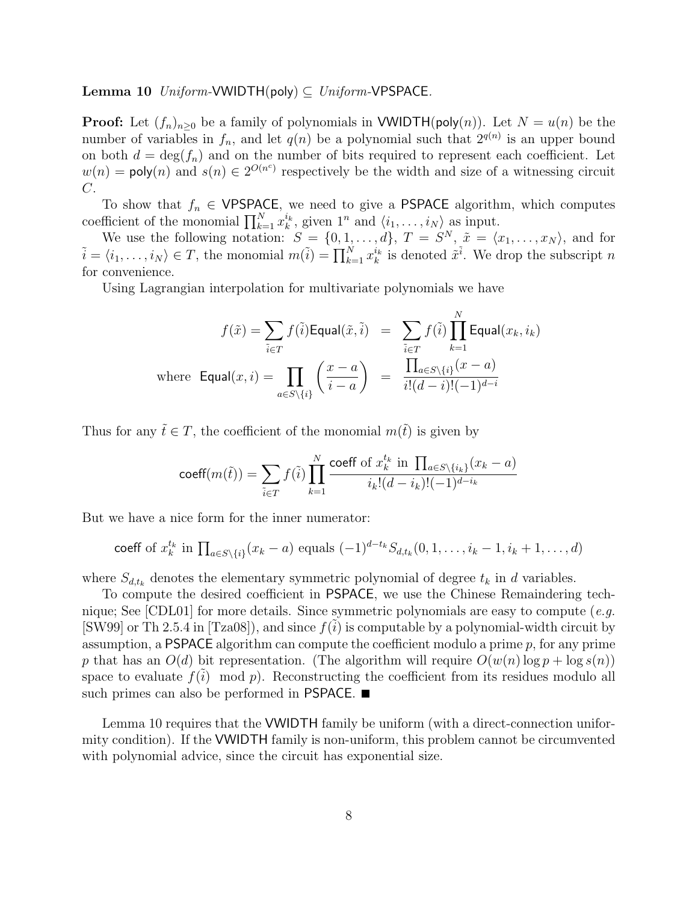**Lemma 10** *Uniform-*$\mathsf{VWIDTH(poly)} \subseteq$ *Uniform-*$\mathsf{VPSPACE}$*.*

**Proof:** Let $(f_n)_{n\geq 0}$ be a family of polynomials in $\mathsf{VWIDTH}(\mathsf{poly}(n))$. Let $N = u(n)$ be the number of variables in $f_n$, and let $q(n)$ be a polynomial such that $2^{q(n)}$ is an upper bound on both $d = \deg(f_n)$ and on the number of bits required to represent each coefficient. Let $w(n) = \mathsf{poly}(n)$ and $s(n) \in 2^{O(n^c)}$ respectively be the width and size of a witnessing circuit $C$.

To show that $f_n \in \mathsf{VPSPACE}$, we need to give a $\mathsf{PSPACE}$ algorithm, which computes coefficient of the monomial $\prod_{k=1}^{N} x_k^{i_k}$, given $1^n$ and $\langle i_1, \ldots, i_N\rangle$ as input.

We use the following notation: $S = \{0, 1, \ldots, d\}$, $T = S^N$, $\tilde{x} = \langle x_1, \ldots, x_N\rangle$, and for $\tilde{i} = \langle i_1, \ldots, i_N\rangle \in T$, the monomial $m(\tilde{i}) = \prod_{k=1}^{N} x_k^{i_k}$ is denoted $\tilde{x}^{\tilde{i}}$. We drop the subscript $n$ for convenience.

Using Lagrangian interpolation for multivariate polynomials we have

$$
\begin{aligned}
f(\tilde{x}) = \sum_{\tilde{i}\in T} f(\tilde{i})\mathsf{Equal}(\tilde{x}, \tilde{i}) &= \sum_{\tilde{i}\in T} f(\tilde{i}) \prod_{k=1}^{N} \mathsf{Equal}(x_k, i_k) \\
\text{where } \ \mathsf{Equal}(x, i) = \prod_{a\in S\setminus\{i\}} \left(\frac{x-a}{i-a}\right) &= \frac{\prod_{a\in S\setminus\{i\}}(x-a)}{i!(d-i)!(-1)^{d-i}}
\end{aligned}
$$

Thus for any $\tilde{t} \in T$, the coefficient of the monomial $m(\tilde{t})$ is given by

$$
\mathsf{coeff}(m(\tilde{t})) = \sum_{\tilde{i}\in T} f(\tilde{i}) \prod_{k=1}^{N} \frac{\mathsf{coeff} \text{ of } x_k^{t_k} \text{ in } \prod_{a\in S\setminus\{i_k\}}(x_k - a)}{i_k!(d-i_k)!(-1)^{d-i_k}}
$$

But we have a nice form for the inner numerator:

$$
\mathsf{coeff} \text{ of } x_k^{t_k} \text{ in } \textstyle\prod_{a\in S\setminus\{i\}}(x_k - a) \text{ equals } (-1)^{d-t_k} S_{d,t_k}(0, 1, \ldots, i_k - 1, i_k + 1, \ldots, d)
$$

where $S_{d,t_k}$ denotes the elementary symmetric polynomial of degree $t_k$ in $d$ variables.

To compute the desired coefficient in $\mathsf{PSPACE}$, we use the Chinese Remaindering technique; See [CDL01] for more details. Since symmetric polynomials are easy to compute (*e.g.* [SW99] or Th 2.5.4 in [Tza08]), and since $f(\tilde{i})$ is computable by a polynomial-width circuit by assumption, a $\mathsf{PSPACE}$ algorithm can compute the coefficient modulo a prime $p$, for any prime $p$ that has an $O(d)$ bit representation. (The algorithm will require $O(w(n)\log p + \log s(n))$ space to evaluate $f(\tilde{i}) \mod p$). Reconstructing the coefficient from its residues modulo all such primes can also be performed in $\mathsf{PSPACE}$. ■

Lemma 10 requires that the $\mathsf{VWIDTH}$ family be uniform (with a direct-connection uniformity condition). If the $\mathsf{VWIDTH}$ family is non-uniform, this problem cannot be circumvented with polynomial advice, since the circuit has exponential size.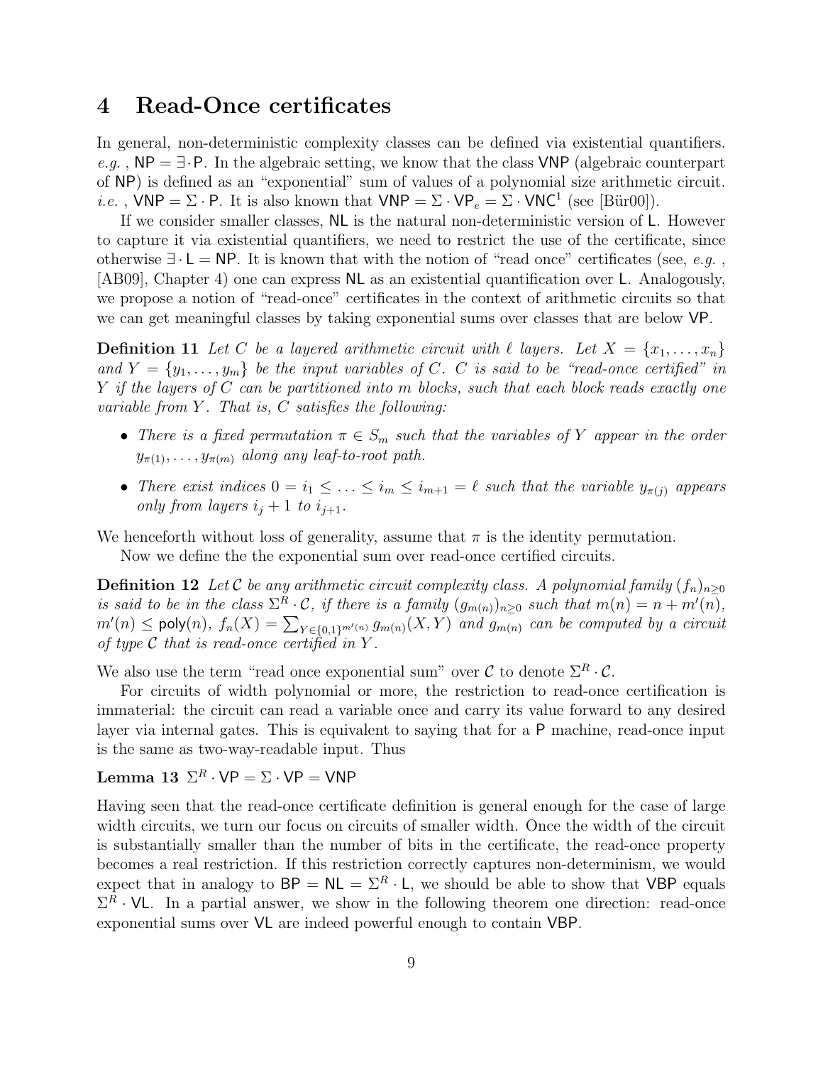## 4 Read-Once certificates

In general, non-deterministic complexity classes can be defined via existential quantifiers. *e.g.* , $\mathsf{NP} = \exists \cdot \mathsf{P}$. In the algebraic setting, we know that the class $\mathsf{VNP}$ (algebraic counterpart of $\mathsf{NP}$) is defined as an "exponential" sum of values of a polynomial size arithmetic circuit. *i.e.* , $\mathsf{VNP} = \Sigma \cdot \mathsf{P}$. It is also known that $\mathsf{VNP} = \Sigma \cdot \mathsf{VP}_e = \Sigma \cdot \mathsf{VNC}^1$ (see [Bür00]).

If we consider smaller classes, $\mathsf{NL}$ is the natural non-deterministic version of $\mathsf{L}$. However to capture it via existential quantifiers, we need to restrict the use of the certificate, since otherwise $\exists \cdot \mathsf{L} = \mathsf{NP}$. It is known that with the notion of "read once" certificates (see, *e.g.* , [AB09], Chapter 4) one can express $\mathsf{NL}$ as an existential quantification over $\mathsf{L}$. Analogously, we propose a notion of "read-once" certificates in the context of arithmetic circuits so that we can get meaningful classes by taking exponential sums over classes that are below $\mathsf{VP}$.

**Definition 11** *Let $C$ be a layered arithmetic circuit with $\ell$ layers. Let $X = \{x_1, \ldots, x_n\}$ and $Y = \{y_1, \ldots, y_m\}$ be the input variables of $C$. $C$ is said to be "read-once certified" in $Y$ if the layers of $C$ can be partitioned into $m$ blocks, such that each block reads exactly one variable from $Y$. That is, $C$ satisfies the following:*

- *There is a fixed permutation $\pi \in S_m$ such that the variables of $Y$ appear in the order $y_{\pi(1)}, \ldots, y_{\pi(m)}$ along any leaf-to-root path.*
- *There exist indices $0 = i_1 \leq \ldots \leq i_m \leq i_{m+1} = \ell$ such that the variable $y_{\pi(j)}$ appears only from layers $i_j + 1$ to $i_{j+1}$.*

We henceforth without loss of generality, assume that $\pi$ is the identity permutation.

Now we define the the exponential sum over read-once certified circuits.

**Definition 12** *Let $\mathcal{C}$ be any arithmetic circuit complexity class. A polynomial family $(f_n)_{n\geq 0}$ is said to be in the class $\Sigma^R \cdot \mathcal{C}$, if there is a family $(g_{m(n)})_{n\geq 0}$ such that $m(n) = n + m'(n)$, $m'(n) \leq \mathsf{poly}(n)$, $f_n(X) = \sum_{Y \in \{0,1\}^{m'(n)}} g_{m(n)}(X, Y)$ and $g_{m(n)}$ can be computed by a circuit of type $\mathcal{C}$ that is read-once certified in $Y$.*

We also use the term "read once exponential sum" over $\mathcal{C}$ to denote $\Sigma^R \cdot \mathcal{C}$.

For circuits of width polynomial or more, the restriction to read-once certification is immaterial: the circuit can read a variable once and carry its value forward to any desired layer via internal gates. This is equivalent to saying that for a $\mathsf{P}$ machine, read-once input is the same as two-way-readable input. Thus

**Lemma 13** $\Sigma^R \cdot \mathsf{VP} = \Sigma \cdot \mathsf{VP} = \mathsf{VNP}$

Having seen that the read-once certificate definition is general enough for the case of large width circuits, we turn our focus on circuits of smaller width. Once the width of the circuit is substantially smaller than the number of bits in the certificate, the read-once property becomes a real restriction. If this restriction correctly captures non-determinism, we would expect that in analogy to $\mathsf{BP} = \mathsf{NL} = \Sigma^R \cdot \mathsf{L}$, we should be able to show that $\mathsf{VBP}$ equals $\Sigma^R \cdot \mathsf{VL}$. In a partial answer, we show in the following theorem one direction: read-once exponential sums over $\mathsf{VL}$ are indeed powerful enough to contain $\mathsf{VBP}$.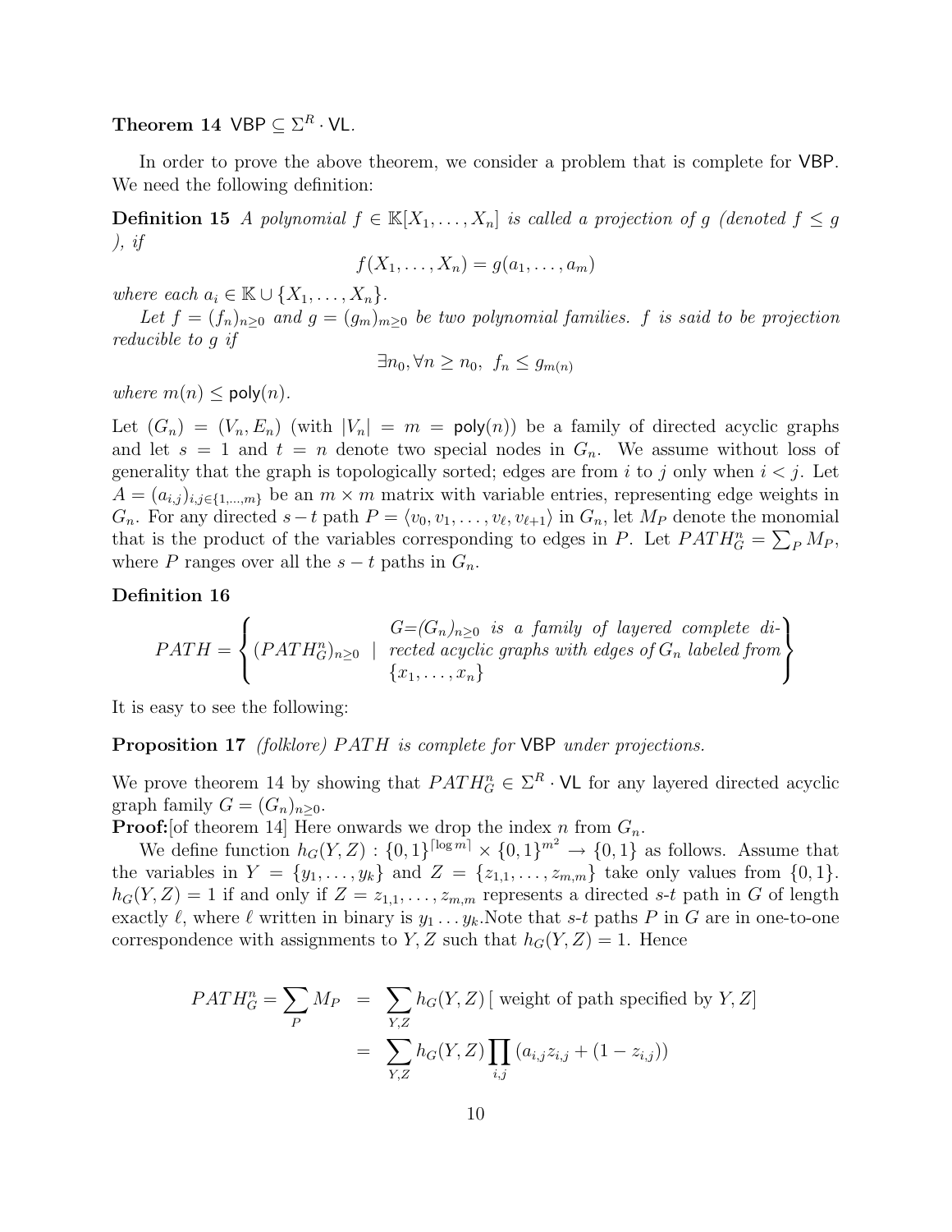**Theorem 14** $\mathsf{VBP} \subseteq \Sigma^R \cdot \mathsf{VL}$.

In order to prove the above theorem, we consider a problem that is complete for VBP. We need the following definition:

**Definition 15** *A polynomial $f \in \mathbb{K}[X_1, \ldots, X_n]$ is called a projection of $g$ (denoted $f \leq g$ ), if*

$$f(X_1, \ldots, X_n) = g(a_1, \ldots, a_m)$$

*where each $a_i \in \mathbb{K} \cup \{X_1, \ldots, X_n\}$.*

*Let $f = (f_n)_{n \geq 0}$ and $g = (g_m)_{m \geq 0}$ be two polynomial families. $f$ is said to be projection reducible to $g$ if*

$$\exists n_0, \forall n \geq n_0, \; f_n \leq g_{m(n)}$$

*where $m(n) \leq \mathsf{poly}(n)$.*

Let $(G_n) = (V_n, E_n)$ (with $|V_n| = m = \mathsf{poly}(n)$) be a family of directed acyclic graphs and let $s = 1$ and $t = n$ denote two special nodes in $G_n$. We assume without loss of generality that the graph is topologically sorted; edges are from $i$ to $j$ only when $i < j$. Let $A = (a_{i,j})_{i,j \in \{1,\ldots,m\}}$ be an $m \times m$ matrix with variable entries, representing edge weights in $G_n$. For any directed $s-t$ path $P = \langle v_0, v_1, \ldots, v_\ell, v_{\ell+1} \rangle$ in $G_n$, let $M_P$ denote the monomial that is the product of the variables corresponding to edges in $P$. Let $PATH_G^n = \sum_P M_P$, where $P$ ranges over all the $s-t$ paths in $G_n$.

**Definition 16**

$$PATH = \left\{ (PATH_G^n)_{n \geq 0} \;\middle|\; \begin{array}{l} G{=}(G_n)_{n\geq 0} \text{ is a family of layered complete directed acyclic graphs with edges of } G_n \text{ labeled from } \\ \{x_1, \ldots, x_n\} \end{array} \right\}$$

It is easy to see the following:

**Proposition 17** *(folklore) $PATH$ is complete for VBP under projections.*

We prove theorem 14 by showing that $PATH_G^n \in \Sigma^R \cdot \mathsf{VL}$ for any layered directed acyclic graph family $G = (G_n)_{n \geq 0}$.

**Proof:**[of theorem 14] Here onwards we drop the index $n$ from $G_n$.

We define function $h_G(Y, Z) : \{0,1\}^{\lceil \log m \rceil} \times \{0,1\}^{m^2} \to \{0,1\}$ as follows. Assume that the variables in $Y = \{y_1, \ldots, y_k\}$ and $Z = \{z_{1,1}, \ldots, z_{m,m}\}$ take only values from $\{0,1\}$. $h_G(Y, Z) = 1$ if and only if $Z = z_{1,1}, \ldots, z_{m,m}$ represents a directed $s$-$t$ path in $G$ of length exactly $\ell$, where $\ell$ written in binary is $y_1 \ldots y_k$.Note that $s$-$t$ paths $P$ in $G$ are in one-to-one correspondence with assignments to $Y, Z$ such that $h_G(Y, Z) = 1$. Hence

$$\begin{aligned} PATH_G^n = \sum_P M_P &= \sum_{Y,Z} h_G(Y, Z) \,[\text{ weight of path specified by } Y, Z] \\ &= \sum_{Y,Z} h_G(Y, Z) \prod_{i,j} (a_{i,j} z_{i,j} + (1 - z_{i,j})) \end{aligned}$$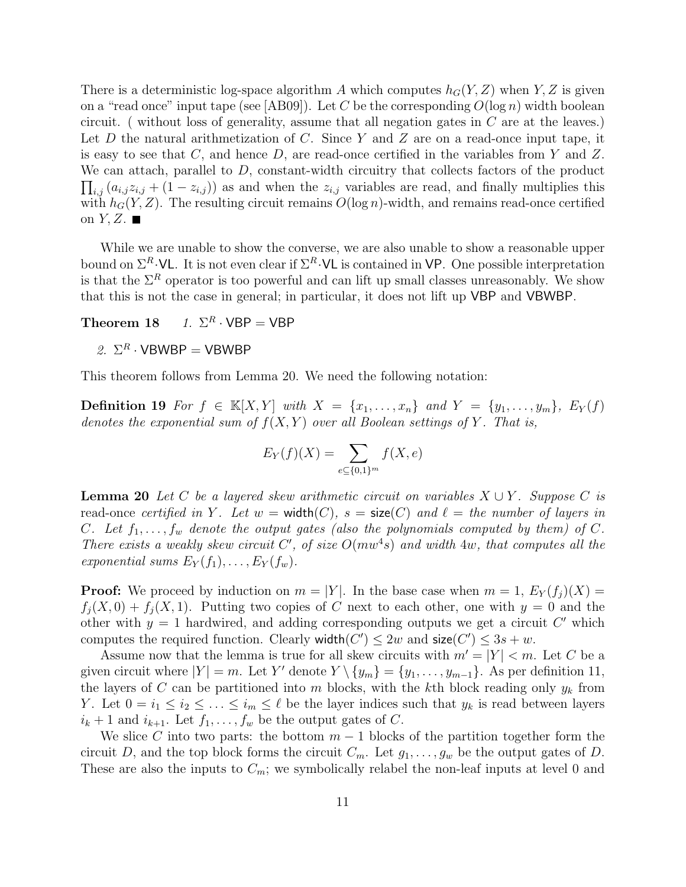There is a deterministic log-space algorithm $A$ which computes $h_G(Y, Z)$ when $Y, Z$ is given on a "read once" input tape (see [AB09]). Let $C$ be the corresponding $O(\log n)$ width boolean circuit. ( without loss of generality, assume that all negation gates in $C$ are at the leaves.) Let $D$ the natural arithmetization of $C$. Since $Y$ and $Z$ are on a read-once input tape, it is easy to see that $C$, and hence $D$, are read-once certified in the variables from $Y$ and $Z$. We can attach, parallel to $D$, constant-width circuitry that collects factors of the product $\prod_{i,j} (a_{i,j} z_{i,j} + (1 - z_{i,j}))$ as and when the $z_{i,j}$ variables are read, and finally multiplies this with $h_G(Y, Z)$. The resulting circuit remains $O(\log n)$-width, and remains read-once certified on $Y, Z$. ■

While we are unable to show the converse, we are also unable to show a reasonable upper bound on $\Sigma^R \cdot \mathsf{VL}$. It is not even clear if $\Sigma^R \cdot \mathsf{VL}$ is contained in $\mathsf{VP}$. One possible interpretation is that the $\Sigma^R$ operator is too powerful and can lift up small classes unreasonably. We show that this is not the case in general; in particular, it does not lift up $\mathsf{VBP}$ and $\mathsf{VBWBP}$.

**Theorem 18** *1.* $\Sigma^R \cdot \mathsf{VBP} = \mathsf{VBP}$

*2.* $\Sigma^R \cdot \mathsf{VBWBP} = \mathsf{VBWBP}$

This theorem follows from Lemma 20. We need the following notation:

**Definition 19** *For $f \in \mathbb{K}[X, Y]$ with $X = \{x_1, \ldots, x_n\}$ and $Y = \{y_1, \ldots, y_m\}$, $E_Y(f)$ denotes the exponential sum of $f(X, Y)$ over all Boolean settings of $Y$. That is,*

$$E_Y(f)(X) = \sum_{e \subseteq \{0,1\}^m} f(X, e)$$

**Lemma 20** *Let $C$ be a layered skew arithmetic circuit on variables $X \cup Y$. Suppose $C$ is* read-once *certified in $Y$. Let $w = \mathsf{width}(C)$, $s = \mathsf{size}(C)$ and $\ell =$ the number of layers in $C$. Let $f_1, \ldots, f_w$ denote the output gates (also the polynomials computed by them) of $C$. There exists a weakly skew circuit $C'$, of size $O(mw^4 s)$ and width $4w$, that computes all the exponential sums $E_Y(f_1), \ldots, E_Y(f_w)$.*

**Proof:** We proceed by induction on $m = |Y|$. In the base case when $m = 1$, $E_Y(f_j)(X) = f_j(X, 0) + f_j(X, 1)$. Putting two copies of $C$ next to each other, one with $y = 0$ and the other with $y = 1$ hardwired, and adding corresponding outputs we get a circuit $C'$ which computes the required function. Clearly $\mathsf{width}(C') \leq 2w$ and $\mathsf{size}(C') \leq 3s + w$.

Assume now that the lemma is true for all skew circuits with $m' = |Y| < m$. Let $C$ be a given circuit where $|Y| = m$. Let $Y'$ denote $Y \setminus \{y_m\} = \{y_1, \ldots, y_{m-1}\}$. As per definition 11, the layers of $C$ can be partitioned into $m$ blocks, with the $k$th block reading only $y_k$ from $Y$. Let $0 = i_1 \leq i_2 \leq \ldots \leq i_m \leq \ell$ be the layer indices such that $y_k$ is read between layers $i_k + 1$ and $i_{k+1}$. Let $f_1, \ldots, f_w$ be the output gates of $C$.

We slice $C$ into two parts: the bottom $m - 1$ blocks of the partition together form the circuit $D$, and the top block forms the circuit $C_m$. Let $g_1, \ldots, g_w$ be the output gates of $D$. These are also the inputs to $C_m$; we symbolically relabel the non-leaf inputs at level 0 and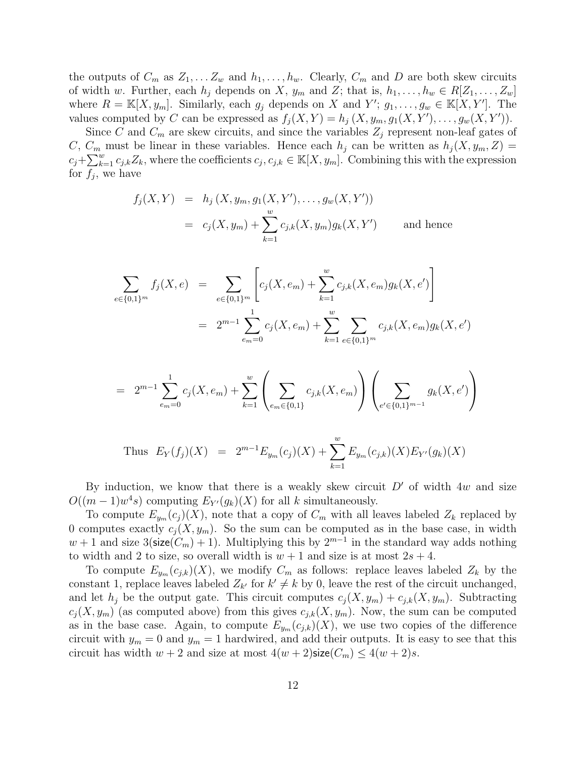the outputs of $C_m$ as $Z_1, \ldots Z_w$ and $h_1, \ldots, h_w$. Clearly, $C_m$ and $D$ are both skew circuits of width $w$. Further, each $h_j$ depends on $X$, $y_m$ and $Z$; that is, $h_1, \ldots, h_w \in R[Z_1, \ldots, Z_w]$ where $R = \mathbb{K}[X, y_m]$. Similarly, each $g_j$ depends on $X$ and $Y'$; $g_1, \ldots, g_w \in \mathbb{K}[X, Y']$. The values computed by $C$ can be expressed as $f_j(X, Y) = h_j\left(X, y_m, g_1(X, Y'), \ldots, g_w(X, Y')\right)$.

Since $C$ and $C_m$ are skew circuits, and since the variables $Z_j$ represent non-leaf gates of $C$, $C_m$ must be linear in these variables. Hence each $h_j$ can be written as $h_j(X, y_m, Z) = c_j + \sum_{k=1}^{w} c_{j,k} Z_k$, where the coefficients $c_j, c_{j,k} \in \mathbb{K}[X, y_m]$. Combining this with the expression for $f_j$, we have

$$
\begin{aligned}
f_j(X, Y) &= h_j\left(X, y_m, g_1(X, Y'), \ldots, g_w(X, Y')\right) \\
&= c_j(X, y_m) + \sum_{k=1}^{w} c_{j,k}(X, y_m) g_k(X, Y') \qquad \text{and hence}
\end{aligned}
$$

$$
\begin{aligned}
\sum_{e \in \{0,1\}^m} f_j(X, e) &= \sum_{e \in \{0,1\}^m} \left[ c_j(X, e_m) + \sum_{k=1}^{w} c_{j,k}(X, e_m) g_k(X, e') \right] \\
&= 2^{m-1} \sum_{e_m=0}^{1} c_j(X, e_m) + \sum_{k=1}^{w} \sum_{e \in \{0,1\}^m} c_{j,k}(X, e_m) g_k(X, e')
\end{aligned}
$$

$$
= 2^{m-1} \sum_{e_m=0}^{1} c_j(X, e_m) + \sum_{k=1}^{w} \left( \sum_{e_m \in \{0,1\}} c_{j,k}(X, e_m) \right) \left( \sum_{e' \in \{0,1\}^{m-1}} g_k(X, e') \right)
$$

$$
\text{Thus} \;\; E_Y(f_j)(X) = 2^{m-1} E_{y_m}(c_j)(X) + \sum_{k=1}^{w} E_{y_m}(c_{j,k})(X) E_{Y'}(g_k)(X)
$$

By induction, we know that there is a weakly skew circuit $D'$ of width $4w$ and size $O((m-1)w^4 s)$ computing $E_{Y'}(g_k)(X)$ for all $k$ simultaneously.

To compute $E_{y_m}(c_j)(X)$, note that a copy of $C_m$ with all leaves labeled $Z_k$ replaced by 0 computes exactly $c_j(X, y_m)$. So the sum can be computed as in the base case, in width $w+1$ and size $3(\mathsf{size}(C_m) + 1)$. Multiplying this by $2^{m-1}$ in the standard way adds nothing to width and 2 to size, so overall width is $w+1$ and size is at most $2s + 4$.

To compute $E_{y_m}(c_{j,k})(X)$, we modify $C_m$ as follows: replace leaves labeled $Z_k$ by the constant 1, replace leaves labeled $Z_{k'}$ for $k' \neq k$ by 0, leave the rest of the circuit unchanged, and let $h_j$ be the output gate. This circuit computes $c_j(X, y_m) + c_{j,k}(X, y_m)$. Subtracting $c_j(X, y_m)$ (as computed above) from this gives $c_{j,k}(X, y_m)$. Now, the sum can be computed as in the base case. Again, to compute $E_{y_m}(c_{j,k})(X)$, we use two copies of the difference circuit with $y_m = 0$ and $y_m = 1$ hardwired, and add their outputs. It is easy to see that this circuit has width $w+2$ and size at most $4(w+2)\mathsf{size}(C_m) \leq 4(w+2)s$.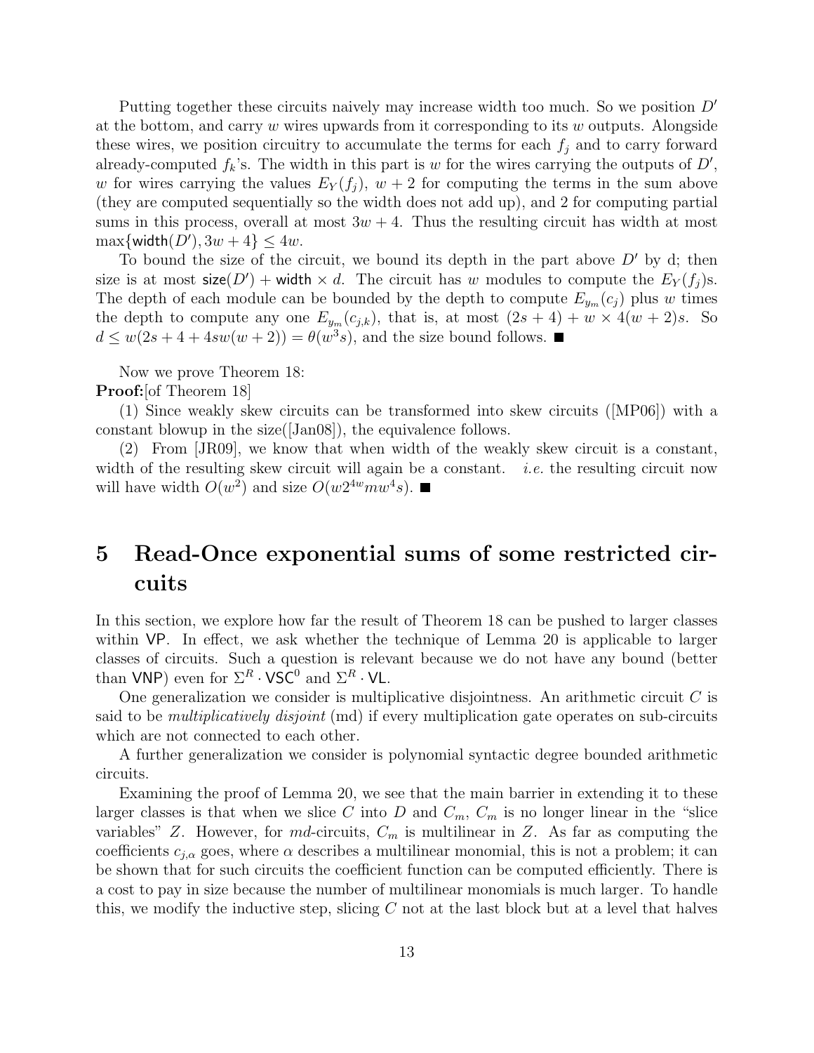Putting together these circuits naively may increase width too much. So we position $D'$ at the bottom, and carry $w$ wires upwards from it corresponding to its $w$ outputs. Alongside these wires, we position circuitry to accumulate the terms for each $f_j$ and to carry forward already-computed $f_k$'s. The width in this part is $w$ for the wires carrying the outputs of $D'$, $w$ for wires carrying the values $E_Y(f_j)$, $w+2$ for computing the terms in the sum above (they are computed sequentially so the width does not add up), and 2 for computing partial sums in this process, overall at most $3w+4$. Thus the resulting circuit has width at most $\max\{\mathsf{width}(D'), 3w+4\} \leq 4w$.

To bound the size of the circuit, we bound its depth in the part above $D'$ by d; then size is at most $\mathsf{size}(D') + \mathsf{width} \times d$. The circuit has $w$ modules to compute the $E_Y(f_j)$s. The depth of each module can be bounded by the depth to compute $E_{y_m}(c_j)$ plus $w$ times the depth to compute any one $E_{y_m}(c_{j,k})$, that is, at most $(2s+4) + w \times 4(w+2)s$. So $d \leq w(2s+4+4sw(w+2)) = \theta(w^3 s)$, and the size bound follows. ■

Now we prove Theorem 18:

**Proof:**[of Theorem 18]

(1) Since weakly skew circuits can be transformed into skew circuits ([MP06]) with a constant blowup in the size([Jan08]), the equivalence follows.

(2) From [JR09], we know that when width of the weakly skew circuit is a constant, width of the resulting skew circuit will again be a constant. *i.e.* the resulting circuit now will have width $O(w^2)$ and size $O(w2^{4w}mw^4s)$. ■

# 5 Read-Once exponential sums of some restricted circuits

In this section, we explore how far the result of Theorem 18 can be pushed to larger classes within $\mathsf{VP}$. In effect, we ask whether the technique of Lemma 20 is applicable to larger classes of circuits. Such a question is relevant because we do not have any bound (better than $\mathsf{VNP}$) even for $\Sigma^R \cdot \mathsf{VSC}^0$ and $\Sigma^R \cdot \mathsf{VL}$.

One generalization we consider is multiplicative disjointness. An arithmetic circuit $C$ is said to be *multiplicatively disjoint* (md) if every multiplication gate operates on sub-circuits which are not connected to each other.

A further generalization we consider is polynomial syntactic degree bounded arithmetic circuits.

Examining the proof of Lemma 20, we see that the main barrier in extending it to these larger classes is that when we slice $C$ into $D$ and $C_m$, $C_m$ is no longer linear in the "slice variables" $Z$. However, for *md*-circuits, $C_m$ is multilinear in $Z$. As far as computing the coefficients $c_{j,\alpha}$ goes, where $\alpha$ describes a multilinear monomial, this is not a problem; it can be shown that for such circuits the coefficient function can be computed efficiently. There is a cost to pay in size because the number of multilinear monomials is much larger. To handle this, we modify the inductive step, slicing $C$ not at the last block but at a level that halves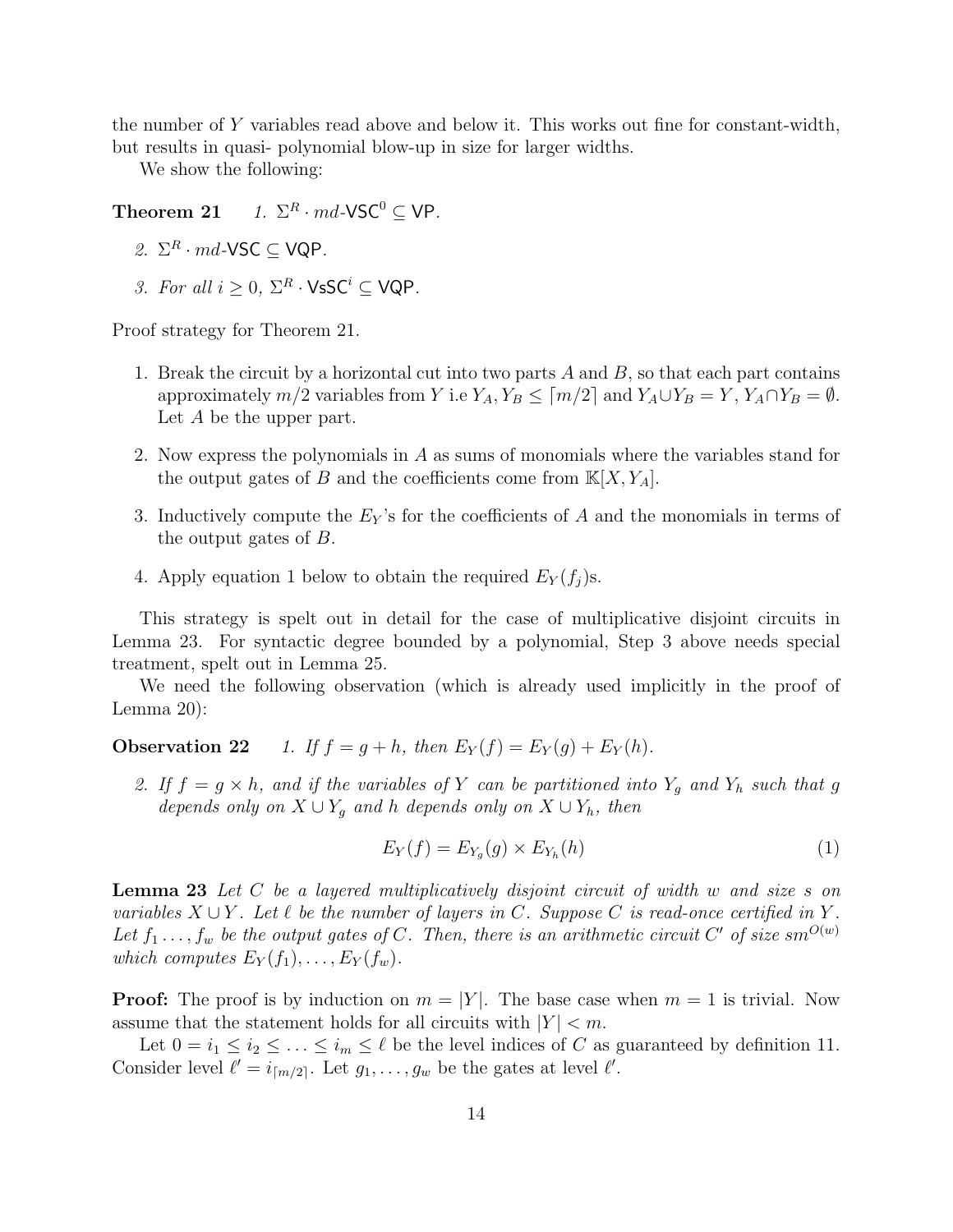the number of $Y$ variables read above and below it. This works out fine for constant-width, but results in quasi- polynomial blow-up in size for larger widths.

We show the following:

**Theorem 21** *1. $\Sigma^R \cdot md\text{-}\mathsf{VSC}^0 \subseteq \mathsf{VP}$.*

*2. $\Sigma^R \cdot md\text{-}\mathsf{VSC} \subseteq \mathsf{VQP}$.*

*3. For all $i \geq 0$, $\Sigma^R \cdot \mathsf{VsSC}^i \subseteq \mathsf{VQP}$.*

Proof strategy for Theorem 21.

1. Break the circuit by a horizontal cut into two parts $A$ and $B$, so that each part contains approximately $m/2$ variables from $Y$ i.e $Y_A, Y_B \leq \lceil m/2 \rceil$ and $Y_A \cup Y_B = Y$, $Y_A \cap Y_B = \emptyset$. Let $A$ be the upper part.
2. Now express the polynomials in $A$ as sums of monomials where the variables stand for the output gates of $B$ and the coefficients come from $\mathbb{K}[X, Y_A]$.
3. Inductively compute the $E_Y$'s for the coefficients of $A$ and the monomials in terms of the output gates of $B$.
4. Apply equation 1 below to obtain the required $E_Y(f_j)$s.

This strategy is spelt out in detail for the case of multiplicative disjoint circuits in Lemma 23. For syntactic degree bounded by a polynomial, Step 3 above needs special treatment, spelt out in Lemma 25.

We need the following observation (which is already used implicitly in the proof of Lemma 20):

**Observation 22** *1. If $f = g + h$, then $E_Y(f) = E_Y(g) + E_Y(h)$.*

*2. If $f = g \times h$, and if the variables of $Y$ can be partitioned into $Y_g$ and $Y_h$ such that $g$ depends only on $X \cup Y_g$ and $h$ depends only on $X \cup Y_h$, then*

$$E_Y(f) = E_{Y_g}(g) \times E_{Y_h}(h) \tag{1}$$

**Lemma 23** *Let $C$ be a layered multiplicatively disjoint circuit of width $w$ and size $s$ on variables $X \cup Y$. Let $\ell$ be the number of layers in $C$. Suppose $C$ is read-once certified in $Y$. Let $f_1 \ldots, f_w$ be the output gates of $C$. Then, there is an arithmetic circuit $C'$ of size $sm^{O(w)}$ which computes $E_Y(f_1), \ldots, E_Y(f_w)$.*

**Proof:** The proof is by induction on $m = |Y|$. The base case when $m = 1$ is trivial. Now assume that the statement holds for all circuits with $|Y| < m$.

Let $0 = i_1 \leq i_2 \leq \ldots \leq i_m \leq \ell$ be the level indices of $C$ as guaranteed by definition 11. Consider level $\ell' = i_{\lceil m/2 \rceil}$. Let $g_1, \ldots, g_w$ be the gates at level $\ell'$.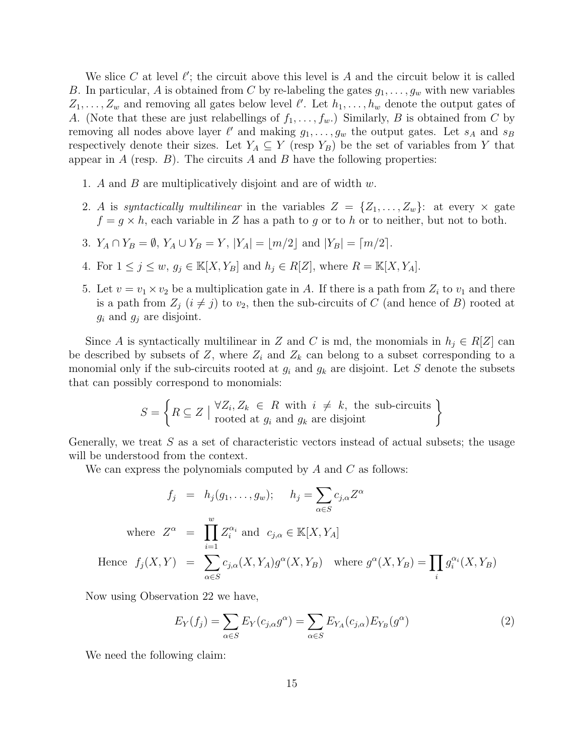We slice $C$ at level $\ell'$; the circuit above this level is $A$ and the circuit below it is called $B$. In particular, $A$ is obtained from $C$ by re-labeling the gates $g_1, \ldots, g_w$ with new variables $Z_1, \ldots, Z_w$ and removing all gates below level $\ell'$. Let $h_1, \ldots, h_w$ denote the output gates of $A$. (Note that these are just relabellings of $f_1, \ldots, f_{w'}$.) Similarly, $B$ is obtained from $C$ by removing all nodes above layer $\ell'$ and making $g_1, \ldots, g_w$ the output gates. Let $s_A$ and $s_B$ respectively denote their sizes. Let $Y_A \subseteq Y$ (resp $Y_B$) be the set of variables from $Y$ that appear in $A$ (resp. $B$). The circuits $A$ and $B$ have the following properties:

1. $A$ and $B$ are multiplicatively disjoint and are of width $w$.
2. $A$ is *syntactically multilinear* in the variables $Z = \{Z_1, \ldots, Z_w\}$: at every $\times$ gate $f = g \times h$, each variable in $Z$ has a path to $g$ or to $h$ or to neither, but not to both.
3. $Y_A \cap Y_B = \emptyset$, $Y_A \cup Y_B = Y$, $|Y_A| = \lfloor m/2 \rfloor$ and $|Y_B| = \lceil m/2 \rceil$.
4. For $1 \leq j \leq w$, $g_j \in \mathbb{K}[X, Y_B]$ and $h_j \in R[Z]$, where $R = \mathbb{K}[X, Y_A]$.
5. Let $v = v_1 \times v_2$ be a multiplication gate in $A$. If there is a path from $Z_i$ to $v_1$ and there is a path from $Z_j$ ($i \neq j$) to $v_2$, then the sub-circuits of $C$ (and hence of $B$) rooted at $g_i$ and $g_j$ are disjoint.

Since $A$ is syntactically multilinear in $Z$ and $C$ is md, the monomials in $h_j \in R[Z]$ can be described by subsets of $Z$, where $Z_i$ and $Z_k$ can belong to a subset corresponding to a monomial only if the sub-circuits rooted at $g_i$ and $g_k$ are disjoint. Let $S$ denote the subsets that can possibly correspond to monomials:

$$S = \left\{ R \subseteq Z \;\middle|\; \begin{array}{l} \forall Z_i, Z_k \in R \text{ with } i \neq k, \text{ the sub-circuits} \\ \text{rooted at } g_i \text{ and } g_k \text{ are disjoint} \end{array} \right\}$$

Generally, we treat $S$ as a set of characteristic vectors instead of actual subsets; the usage will be understood from the context.

We can express the polynomials computed by $A$ and $C$ as follows:

$$\begin{aligned}
f_j &= h_j(g_1, \ldots, g_w); \quad h_j = \sum_{\alpha \in S} c_{j,\alpha} Z^\alpha \\
\text{where } Z^\alpha &= \prod_{i=1}^{w} Z_i^{\alpha_i} \text{ and } c_{j,\alpha} \in \mathbb{K}[X, Y_A] \\
\text{Hence } f_j(X, Y) &= \sum_{\alpha \in S} c_{j,\alpha}(X, Y_A) g^\alpha(X, Y_B) \quad \text{where } g^\alpha(X, Y_B) = \prod_i g_i^{\alpha_i}(X, Y_B)
\end{aligned}$$

Now using Observation 22 we have,

$$E_Y(f_j) = \sum_{\alpha \in S} E_Y(c_{j,\alpha} g^\alpha) = \sum_{\alpha \in S} E_{Y_A}(c_{j,\alpha}) E_{Y_B}(g^\alpha) \tag{2}$$

We need the following claim: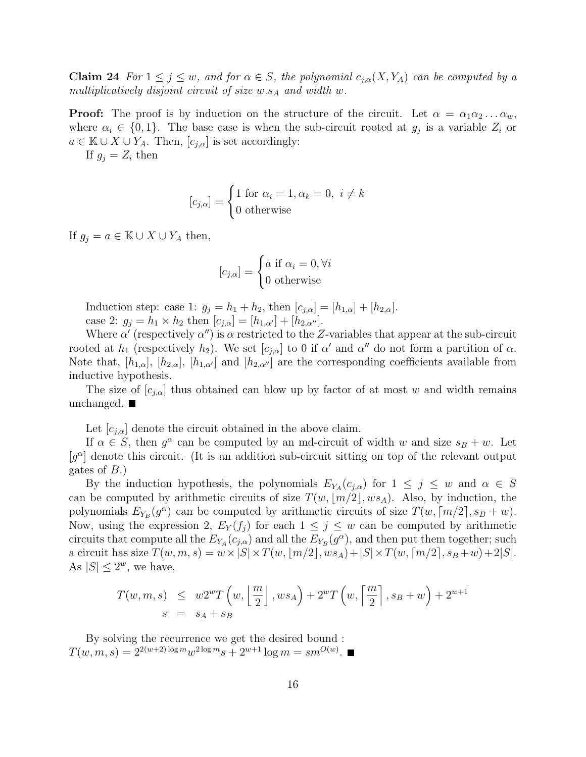**Claim 24** *For $1 \leq j \leq w$, and for $\alpha \in S$, the polynomial $c_{j,\alpha}(X, Y_A)$ can be computed by a multiplicatively disjoint circuit of size $w.s_A$ and width $w$.*

**Proof:** The proof is by induction on the structure of the circuit. Let $\alpha = \alpha_1\alpha_2 \ldots \alpha_w$, where $\alpha_i \in \{0, 1\}$. The base case is when the sub-circuit rooted at $g_j$ is a variable $Z_i$ or $a \in \mathbb{K} \cup X \cup Y_A$. Then, $[c_{j,\alpha}]$ is set accordingly:

If $g_j = Z_i$ then

$$[c_{j,\alpha}] = \begin{cases} 1 \text{ for } \alpha_i = 1, \alpha_k = 0,\ i \neq k \\ 0 \text{ otherwise} \end{cases}$$

If $g_j = a \in \mathbb{K} \cup X \cup Y_A$ then,

$$[c_{j,\alpha}] = \begin{cases} a \text{ if } \alpha_i = 0, \forall i \\ 0 \text{ otherwise} \end{cases}$$

Induction step: case 1: $g_j = h_1 + h_2$, then $[c_{j,\alpha}] = [h_{1,\alpha}] + [h_{2,\alpha}]$.

case 2: $g_j = h_1 \times h_2$ then $[c_{j,\alpha}] = [h_{1,\alpha'}] + [h_{2,\alpha''}]$.

Where $\alpha'$ (respectively $\alpha''$) is $\alpha$ restricted to the $Z$-variables that appear at the sub-circuit rooted at $h_1$ (respectively $h_2$). We set $[c_{j,\alpha}]$ to 0 if $\alpha'$ and $\alpha''$ do not form a partition of $\alpha$. Note that, $[h_{1,\alpha}]$, $[h_{2,\alpha}]$, $[h_{1,\alpha'}]$ and $[h_{2,\alpha''}]$ are the corresponding coefficients available from inductive hypothesis.

The size of $[c_{j,\alpha}]$ thus obtained can blow up by factor of at most $w$ and width remains unchanged. ■

Let $[c_{j,\alpha}]$ denote the circuit obtained in the above claim.

If $\alpha \in S$, then $g^\alpha$ can be computed by an md-circuit of width $w$ and size $s_B + w$. Let $[g^\alpha]$ denote this circuit. (It is an addition sub-circuit sitting on top of the relevant output gates of $B$.)

By the induction hypothesis, the polynomials $E_{Y_A}(c_{j,\alpha})$ for $1 \leq j \leq w$ and $\alpha \in S$ can be computed by arithmetic circuits of size $T(w, \lfloor m/2 \rfloor, ws_A)$. Also, by induction, the polynomials $E_{Y_B}(g^\alpha)$ can be computed by arithmetic circuits of size $T(w, \lceil m/2 \rceil, s_B + w)$. Now, using the expression 2, $E_Y(f_j)$ for each $1 \leq j \leq w$ can be computed by arithmetic circuits that compute all the $E_{Y_A}(c_{j,\alpha})$ and all the $E_{Y_B}(g^\alpha)$, and then put them together; such a circuit has size $T(w, m, s) = w \times |S| \times T(w, \lfloor m/2 \rfloor, ws_A) + |S| \times T(w, \lceil m/2 \rceil, s_B + w) + 2|S|$. As $|S| \leq 2^w$, we have,

$$\begin{aligned} T(w, m, s) &\leq w2^w T\left(w, \left\lfloor \frac{m}{2} \right\rfloor, ws_A\right) + 2^w T\left(w, \left\lceil \frac{m}{2} \right\rceil, s_B + w\right) + 2^{w+1} \\ s &= s_A + s_B \end{aligned}$$

By solving the recurrence we get the desired bound :
$T(w, m, s) = 2^{2(w+2)\log m} w^{2\log m} s + 2^{w+1} \log m = sm^{O(w)}$. ■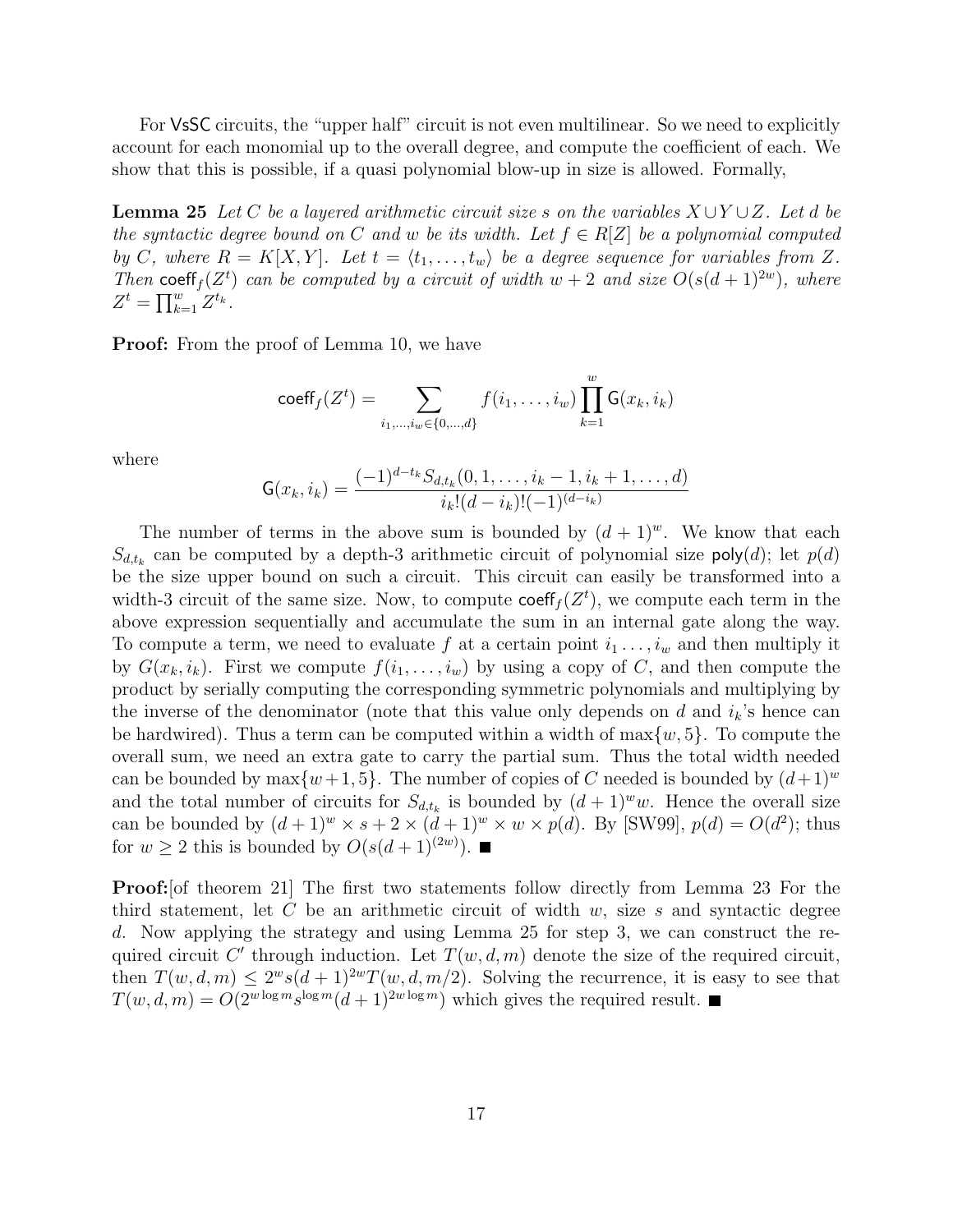For VsSC circuits, the "upper half" circuit is not even multilinear. So we need to explicitly account for each monomial up to the overall degree, and compute the coefficient of each. We show that this is possible, if a quasi polynomial blow-up in size is allowed. Formally,

**Lemma 25** *Let $C$ be a layered arithmetic circuit size $s$ on the variables $X \cup Y \cup Z$. Let $d$ be the syntactic degree bound on $C$ and $w$ be its width. Let $f \in R[Z]$ be a polynomial computed by $C$, where $R = K[X, Y]$. Let $t = \langle t_1, \dots, t_w \rangle$ be a degree sequence for variables from $Z$. Then $\mathsf{coeff}_f(Z^t)$ can be computed by a circuit of width $w + 2$ and size $O(s(d + 1)^{2w})$, where $Z^t = \prod_{k=1}^{w} Z^{t_k}$.*

**Proof:** From the proof of Lemma 10, we have

$$\mathsf{coeff}_f(Z^t) = \sum_{i_1,\dots,i_w \in \{0,\dots,d\}} f(i_1, \dots, i_w) \prod_{k=1}^{w} \mathsf{G}(x_k, i_k)$$

where

$$\mathsf{G}(x_k, i_k) = \frac{(-1)^{d-t_k} S_{d,t_k}(0, 1, \dots, i_k - 1, i_k + 1, \dots, d)}{i_k!(d - i_k)!(-1)^{(d-i_k)}}$$

The number of terms in the above sum is bounded by $(d + 1)^w$. We know that each $S_{d,t_k}$ can be computed by a depth-3 arithmetic circuit of polynomial size $\mathsf{poly}(d)$; let $p(d)$ be the size upper bound on such a circuit. This circuit can easily be transformed into a width-3 circuit of the same size. Now, to compute $\mathsf{coeff}_f(Z^t)$, we compute each term in the above expression sequentially and accumulate the sum in an internal gate along the way. To compute a term, we need to evaluate $f$ at a certain point $i_1 \dots, i_w$ and then multiply it by $G(x_k, i_k)$. First we compute $f(i_1, \dots, i_w)$ by using a copy of $C$, and then compute the product by serially computing the corresponding symmetric polynomials and multiplying by the inverse of the denominator (note that this value only depends on $d$ and $i_k$'s hence can be hardwired). Thus a term can be computed within a width of $\max\{w, 5\}$. To compute the overall sum, we need an extra gate to carry the partial sum. Thus the total width needed can be bounded by $\max\{w+1, 5\}$. The number of copies of $C$ needed is bounded by $(d+1)^w$ and the total number of circuits for $S_{d,t_k}$ is bounded by $(d + 1)^w w$. Hence the overall size can be bounded by $(d + 1)^w \times s + 2 \times (d + 1)^w \times w \times p(d)$. By [SW99], $p(d) = O(d^2)$; thus for $w \geq 2$ this is bounded by $O(s(d + 1)^{(2w)})$. ■

**Proof:**[of theorem 21] The first two statements follow directly from Lemma 23 For the third statement, let $C$ be an arithmetic circuit of width $w$, size $s$ and syntactic degree $d$. Now applying the strategy and using Lemma 25 for step 3, we can construct the required circuit $C'$ through induction. Let $T(w, d, m)$ denote the size of the required circuit, then $T(w, d, m) \leq 2^w s(d + 1)^{2w} T(w, d, m/2)$. Solving the recurrence, it is easy to see that $T(w, d, m) = O(2^{w \log m} s^{\log m} (d + 1)^{2w \log m})$ which gives the required result. ■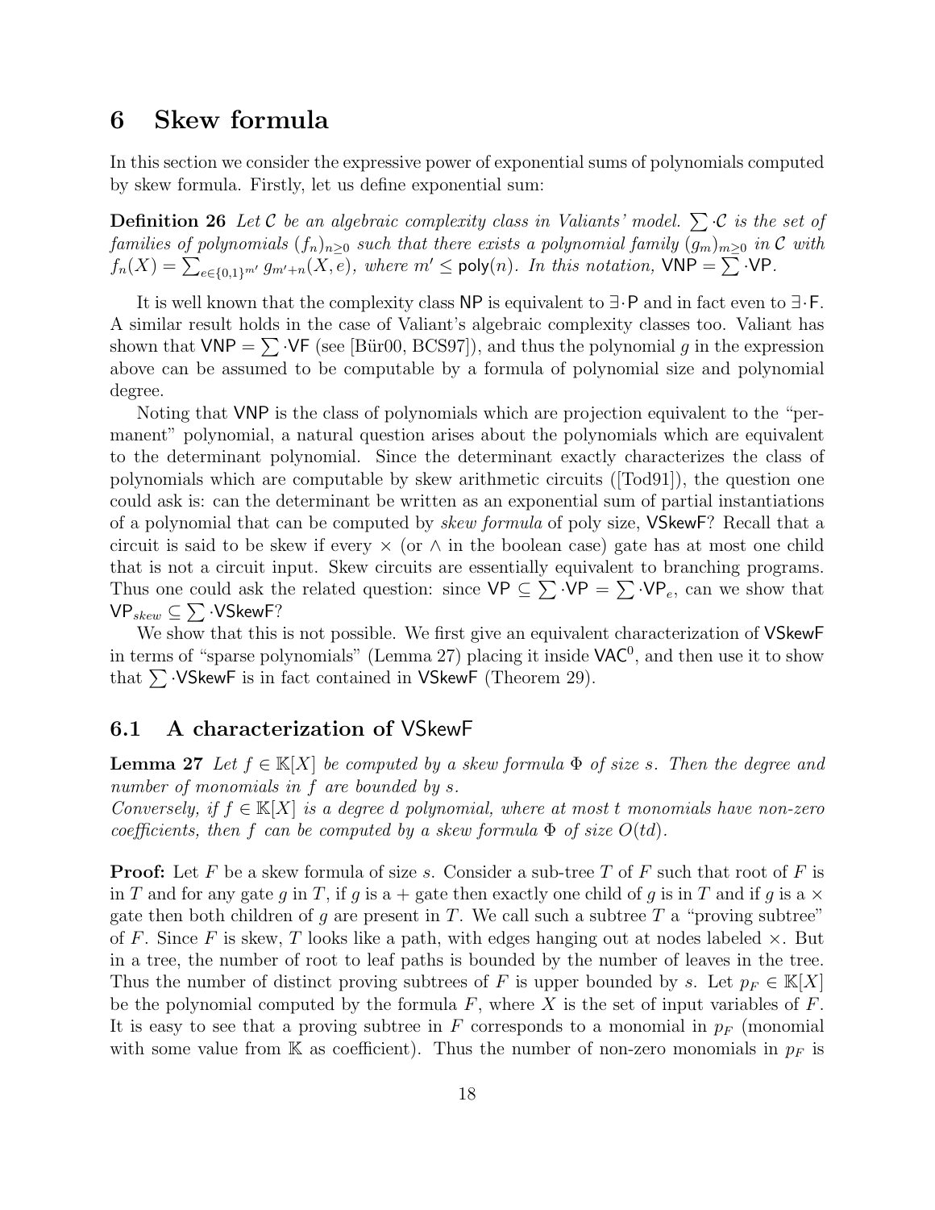# 6 Skew formula

In this section we consider the expressive power of exponential sums of polynomials computed by skew formula. Firstly, let us define exponential sum:

**Definition 26** *Let $\mathcal{C}$ be an algebraic complexity class in Valiants' model. $\sum \cdot \mathcal{C}$ is the set of families of polynomials $(f_n)_{n \geq 0}$ such that there exists a polynomial family $(g_m)_{m \geq 0}$ in $\mathcal{C}$ with $f_n(X) = \sum_{e \in \{0,1\}^{m'}} g_{m'+n}(X, e)$, where $m' \leq \mathsf{poly}(n)$. In this notation, $\mathsf{VNP} = \sum \cdot \mathsf{VP}$.*

It is well known that the complexity class $\mathsf{NP}$ is equivalent to $\exists \cdot \mathsf{P}$ and in fact even to $\exists \cdot \mathsf{F}$. A similar result holds in the case of Valiant's algebraic complexity classes too. Valiant has shown that $\mathsf{VNP} = \sum \cdot \mathsf{VF}$ (see [Bür00, BCS97]), and thus the polynomial $g$ in the expression above can be assumed to be computable by a formula of polynomial size and polynomial degree.

Noting that $\mathsf{VNP}$ is the class of polynomials which are projection equivalent to the "permanent" polynomial, a natural question arises about the polynomials which are equivalent to the determinant polynomial. Since the determinant exactly characterizes the class of polynomials which are computable by skew arithmetic circuits ([Tod91]), the question one could ask is: can the determinant be written as an exponential sum of partial instantiations of a polynomial that can be computed by *skew formula* of poly size, $\mathsf{VSkewF}$? Recall that a circuit is said to be skew if every $\times$ (or $\wedge$ in the boolean case) gate has at most one child that is not a circuit input. Skew circuits are essentially equivalent to branching programs. Thus one could ask the related question: since $\mathsf{VP} \subseteq \sum \cdot \mathsf{VP} = \sum \cdot \mathsf{VP}_e$, can we show that $\mathsf{VP}_{skew} \subseteq \sum \cdot \mathsf{VSkewF}$?

We show that this is not possible. We first give an equivalent characterization of $\mathsf{VSkewF}$ in terms of "sparse polynomials" (Lemma 27) placing it inside $\mathsf{VAC}^0$, and then use it to show that $\sum \cdot \mathsf{VSkewF}$ is in fact contained in $\mathsf{VSkewF}$ (Theorem 29).

## 6.1 A characterization of VSkewF

**Lemma 27** *Let $f \in \mathbb{K}[X]$ be computed by a skew formula $\Phi$ of size $s$. Then the degree and number of monomials in $f$ are bounded by $s$.*
*Conversely, if $f \in \mathbb{K}[X]$ is a degree $d$ polynomial, where at most $t$ monomials have non-zero coefficients, then $f$ can be computed by a skew formula $\Phi$ of size $O(td)$.*

**Proof:** Let $F$ be a skew formula of size $s$. Consider a sub-tree $T$ of $F$ such that root of $F$ is in $T$ and for any gate $g$ in $T$, if $g$ is a $+$ gate then exactly one child of $g$ is in $T$ and if $g$ is a $\times$ gate then both children of $g$ are present in $T$. We call such a subtree $T$ a "proving subtree" of $F$. Since $F$ is skew, $T$ looks like a path, with edges hanging out at nodes labeled $\times$. But in a tree, the number of root to leaf paths is bounded by the number of leaves in the tree. Thus the number of distinct proving subtrees of $F$ is upper bounded by $s$. Let $p_F \in \mathbb{K}[X]$ be the polynomial computed by the formula $F$, where $X$ is the set of input variables of $F$. It is easy to see that a proving subtree in $F$ corresponds to a monomial in $p_F$ (monomial with some value from $\mathbb{K}$ as coefficient). Thus the number of non-zero monomials in $p_F$ is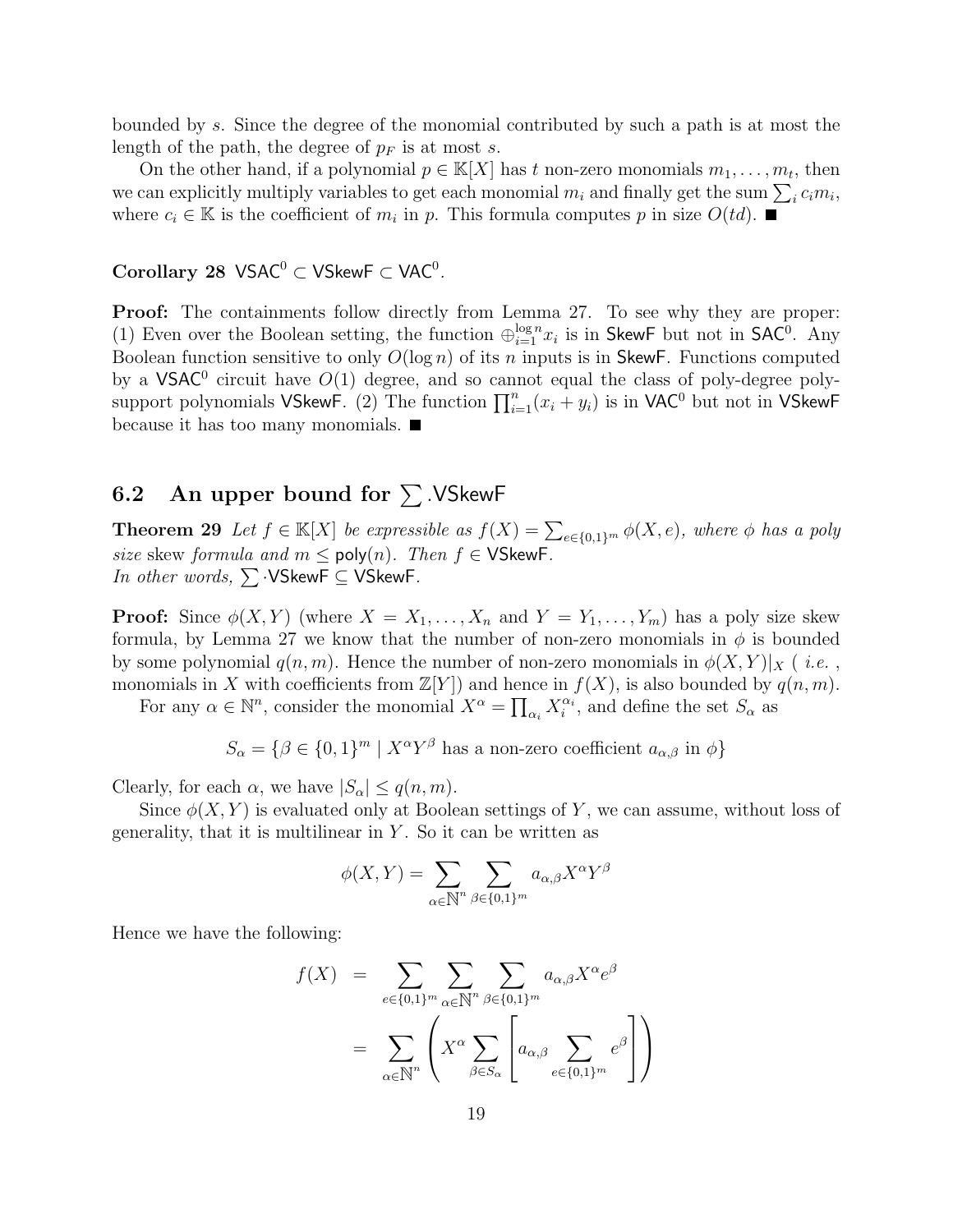bounded by $s$. Since the degree of the monomial contributed by such a path is at most the length of the path, the degree of $p_F$ is at most $s$.

On the other hand, if a polynomial $p \in \mathbb{K}[X]$ has $t$ non-zero monomials $m_1, \ldots, m_t$, then we can explicitly multiply variables to get each monomial $m_i$ and finally get the sum $\sum_i c_i m_i$, where $c_i \in \mathbb{K}$ is the coefficient of $m_i$ in $p$. This formula computes $p$ in size $O(td)$. ∎

**Corollary 28** $\mathsf{VSAC}^0 \subset \mathsf{VSkewF} \subset \mathsf{VAC}^0$.

**Proof:** The containments follow directly from Lemma 27. To see why they are proper: (1) Even over the Boolean setting, the function $\oplus_{i=1}^{\log n} x_i$ is in $\mathsf{SkewF}$ but not in $\mathsf{SAC}^0$. Any Boolean function sensitive to only $O(\log n)$ of its $n$ inputs is in $\mathsf{SkewF}$. Functions computed by a $\mathsf{VSAC}^0$ circuit have $O(1)$ degree, and so cannot equal the class of poly-degree poly-support polynomials $\mathsf{VSkewF}$. (2) The function $\prod_{i=1}^{n}(x_i + y_i)$ is in $\mathsf{VAC}^0$ but not in $\mathsf{VSkewF}$ because it has too many monomials. ∎

## 6.2 An upper bound for $\sum$.VSkewF

**Theorem 29** *Let $f \in \mathbb{K}[X]$ be expressible as $f(X) = \sum_{e\in\{0,1\}^m} \phi(X, e)$, where $\phi$ has a poly size* skew *formula and $m \le \mathsf{poly}(n)$. Then $f \in \mathsf{VSkewF}$.*
*In other words, $\sum \cdot \mathsf{VSkewF} \subseteq \mathsf{VSkewF}$.*

**Proof:** Since $\phi(X, Y)$ (where $X = X_1, \ldots, X_n$ and $Y = Y_1, \ldots, Y_m$) has a poly size skew formula, by Lemma 27 we know that the number of non-zero monomials in $\phi$ is bounded by some polynomial $q(n, m)$. Hence the number of non-zero monomials in $\phi(X, Y)|_X$ ( *i.e.* , monomials in $X$ with coefficients from $\mathbb{Z}[Y]$) and hence in $f(X)$, is also bounded by $q(n, m)$.

For any $\alpha \in \mathbb{N}^n$, consider the monomial $X^\alpha = \prod_{\alpha_i} X_i^{\alpha_i}$, and define the set $S_\alpha$ as

$$S_\alpha = \{\beta \in \{0,1\}^m \mid X^\alpha Y^\beta \text{ has a non-zero coefficient } a_{\alpha,\beta} \text{ in } \phi\}$$

Clearly, for each $\alpha$, we have $|S_\alpha| \le q(n, m)$.

Since $\phi(X, Y)$ is evaluated only at Boolean settings of $Y$, we can assume, without loss of generality, that it is multilinear in $Y$. So it can be written as

$$\phi(X, Y) = \sum_{\alpha\in\mathbb{N}^n} \sum_{\beta\in\{0,1\}^m} a_{\alpha,\beta} X^\alpha Y^\beta$$

Hence we have the following:

$$\begin{aligned} f(X) &= \sum_{e\in\{0,1\}^m} \sum_{\alpha\in\mathbb{N}^n} \sum_{\beta\in\{0,1\}^m} a_{\alpha,\beta} X^\alpha e^\beta \\ &= \sum_{\alpha\in\mathbb{N}^n} \left( X^\alpha \sum_{\beta\in S_\alpha} \left[ a_{\alpha,\beta} \sum_{e\in\{0,1\}^m} e^\beta \right] \right) \end{aligned}$$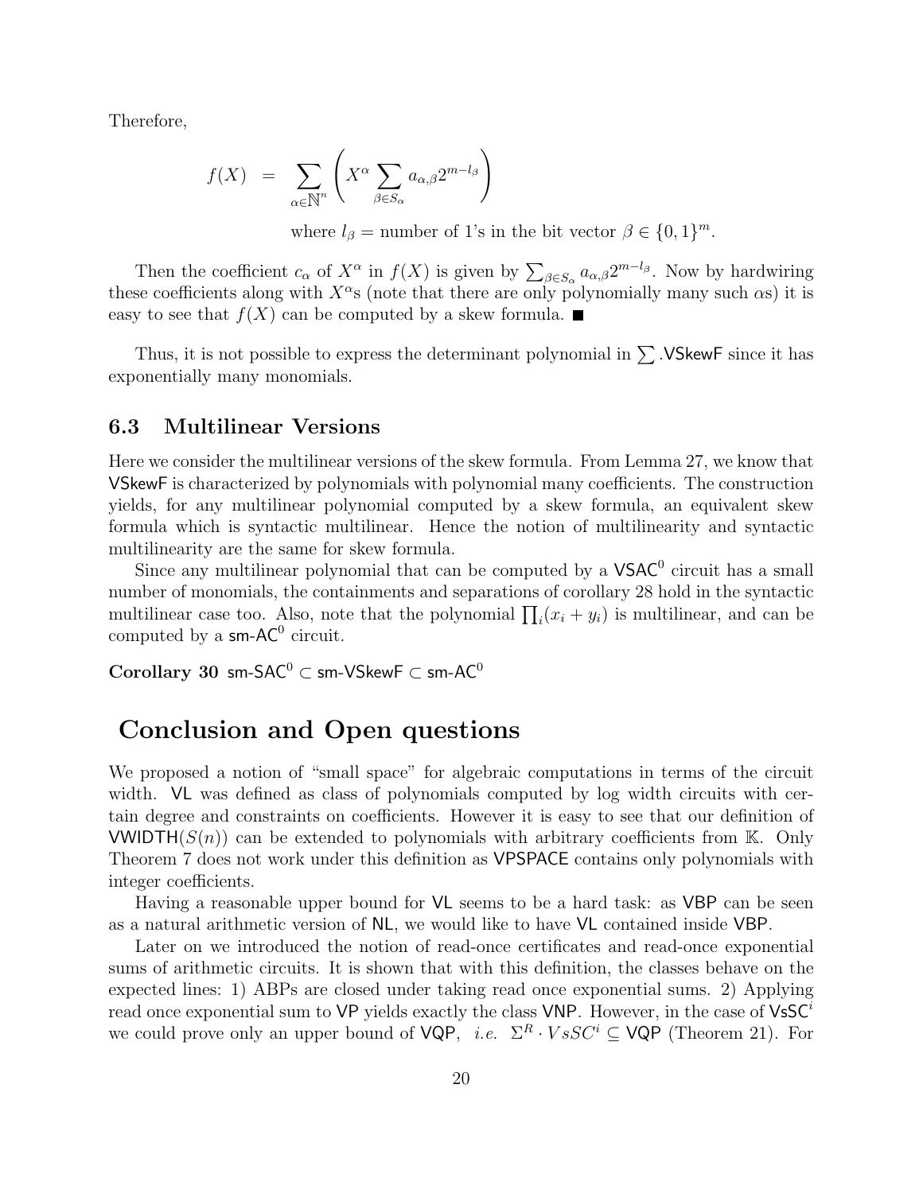Therefore,

$$f(X) = \sum_{\alpha \in \mathbb{N}^n} \left( X^\alpha \sum_{\beta \in S_\alpha} a_{\alpha,\beta} 2^{m-l_\beta} \right)$$

where $l_\beta$ = number of 1's in the bit vector $\beta \in \{0,1\}^m$.

Then the coefficient $c_\alpha$ of $X^\alpha$ in $f(X)$ is given by $\sum_{\beta \in S_\alpha} a_{\alpha,\beta} 2^{m-l_\beta}$. Now by hardwiring these coefficients along with $X^\alpha$s (note that there are only polynomially many such $\alpha$s) it is easy to see that $f(X)$ can be computed by a skew formula. ■

Thus, it is not possible to express the determinant polynomial in $\sum$.VSkewF since it has exponentially many monomials.

### 6.3 Multilinear Versions

Here we consider the multilinear versions of the skew formula. From Lemma 27, we know that VSkewF is characterized by polynomials with polynomial many coefficients. The construction yields, for any multilinear polynomial computed by a skew formula, an equivalent skew formula which is syntactic multilinear. Hence the notion of multilinearity and syntactic multilinearity are the same for skew formula.

Since any multilinear polynomial that can be computed by a $\mathsf{VSAC}^0$ circuit has a small number of monomials, the containments and separations of corollary 28 hold in the syntactic multilinear case too. Also, note that the polynomial $\prod_i (x_i + y_i)$ is multilinear, and can be computed by a sm-$\mathsf{AC}^0$ circuit.

**Corollary 30** sm-$\mathsf{SAC}^0 \subset$ sm-VSkewF $\subset$ sm-$\mathsf{AC}^0$

## Conclusion and Open questions

We proposed a notion of "small space" for algebraic computations in terms of the circuit width. VL was defined as class of polynomials computed by log width circuits with certain degree and constraints on coefficients. However it is easy to see that our definition of $\mathsf{VWIDTH}(S(n))$ can be extended to polynomials with arbitrary coefficients from $\mathbb{K}$. Only Theorem 7 does not work under this definition as VPSPACE contains only polynomials with integer coefficients.

Having a reasonable upper bound for VL seems to be a hard task: as VBP can be seen as a natural arithmetic version of NL, we would like to have VL contained inside VBP.

Later on we introduced the notion of read-once certificates and read-once exponential sums of arithmetic circuits. It is shown that with this definition, the classes behave on the expected lines: 1) ABPs are closed under taking read once exponential sums. 2) Applying read once exponential sum to VP yields exactly the class VNP. However, in the case of $\mathsf{VsSC}^i$ we could prove only an upper bound of VQP, *i.e.* $\Sigma^R \cdot VsSC^i \subseteq$ VQP (Theorem 21). For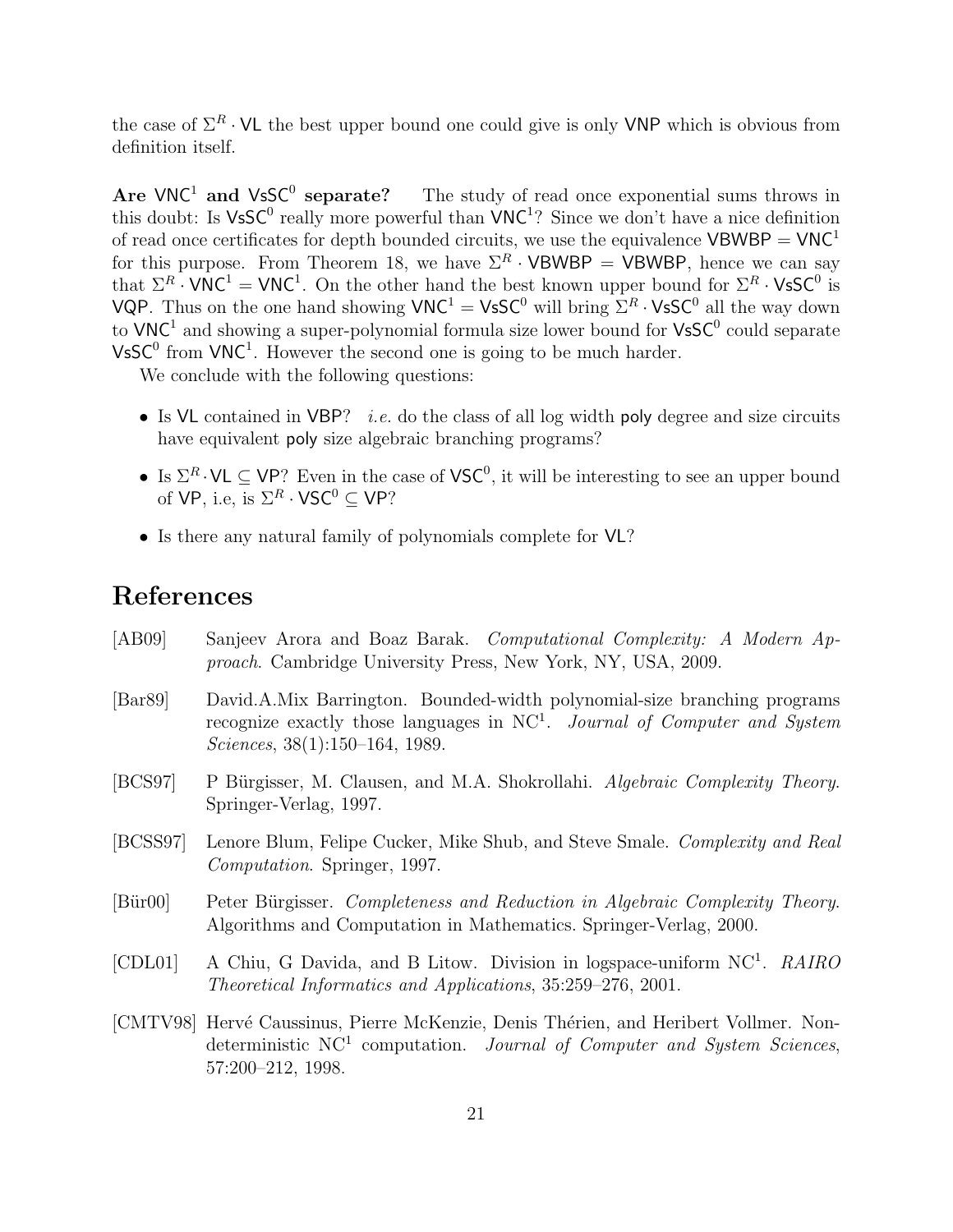the case of $\Sigma^R \cdot \mathsf{VL}$ the best upper bound one could give is only $\mathsf{VNP}$ which is obvious from definition itself.

**Are $\mathsf{VNC}^1$ and $\mathsf{VsSC}^0$ separate?** The study of read once exponential sums throws in this doubt: Is $\mathsf{VsSC}^0$ really more powerful than $\mathsf{VNC}^1$? Since we don't have a nice definition of read once certificates for depth bounded circuits, we use the equivalence $\mathsf{VBWBP} = \mathsf{VNC}^1$ for this purpose. From Theorem 18, we have $\Sigma^R \cdot \mathsf{VBWBP} = \mathsf{VBWBP}$, hence we can say that $\Sigma^R \cdot \mathsf{VNC}^1 = \mathsf{VNC}^1$. On the other hand the best known upper bound for $\Sigma^R \cdot \mathsf{VsSC}^0$ is $\mathsf{VQP}$. Thus on the one hand showing $\mathsf{VNC}^1 = \mathsf{VsSC}^0$ will bring $\Sigma^R \cdot \mathsf{VsSC}^0$ all the way down to $\mathsf{VNC}^1$ and showing a super-polynomial formula size lower bound for $\mathsf{VsSC}^0$ could separate $\mathsf{VsSC}^0$ from $\mathsf{VNC}^1$. However the second one is going to be much harder.

We conclude with the following questions:

- Is $\mathsf{VL}$ contained in $\mathsf{VBP}$? *i.e.* do the class of all log width poly degree and size circuits have equivalent poly size algebraic branching programs?
- Is $\Sigma^R \cdot \mathsf{VL} \subseteq \mathsf{VP}$? Even in the case of $\mathsf{VSC}^0$, it will be interesting to see an upper bound of $\mathsf{VP}$, i.e, is $\Sigma^R \cdot \mathsf{VSC}^0 \subseteq \mathsf{VP}$?
- Is there any natural family of polynomials complete for $\mathsf{VL}$?

# References

[AB09] Sanjeev Arora and Boaz Barak. *Computational Complexity: A Modern Approach*. Cambridge University Press, New York, NY, USA, 2009.

[Bar89] David.A.Mix Barrington. Bounded-width polynomial-size branching programs recognize exactly those languages in $\mathrm{NC}^1$. *Journal of Computer and System Sciences*, 38(1):150–164, 1989.

[BCS97] P Bürgisser, M. Clausen, and M.A. Shokrollahi. *Algebraic Complexity Theory*. Springer-Verlag, 1997.

[BCSS97] Lenore Blum, Felipe Cucker, Mike Shub, and Steve Smale. *Complexity and Real Computation*. Springer, 1997.

[Bür00] Peter Bürgisser. *Completeness and Reduction in Algebraic Complexity Theory*. Algorithms and Computation in Mathematics. Springer-Verlag, 2000.

[CDL01] A Chiu, G Davida, and B Litow. Division in logspace-uniform $\mathrm{NC}^1$. *RAIRO Theoretical Informatics and Applications*, 35:259–276, 2001.

[CMTV98] Hervé Caussinus, Pierre McKenzie, Denis Thérien, and Heribert Vollmer. Nondeterministic $\mathrm{NC}^1$ computation. *Journal of Computer and System Sciences*, 57:200–212, 1998.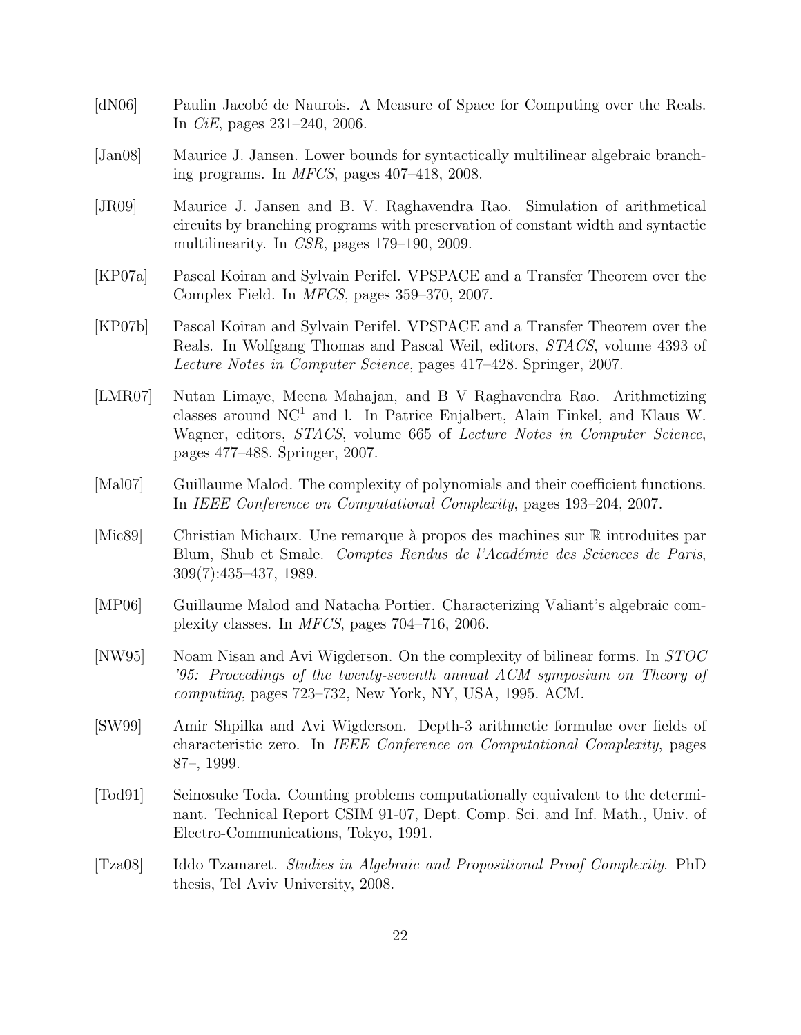[dN06] Paulin Jacobé de Naurois. A Measure of Space for Computing over the Reals. In *CiE*, pages 231–240, 2006.

[Jan08] Maurice J. Jansen. Lower bounds for syntactically multilinear algebraic branching programs. In *MFCS*, pages 407–418, 2008.

[JR09] Maurice J. Jansen and B. V. Raghavendra Rao. Simulation of arithmetical circuits by branching programs with preservation of constant width and syntactic multilinearity. In *CSR*, pages 179–190, 2009.

[KP07a] Pascal Koiran and Sylvain Perifel. VPSPACE and a Transfer Theorem over the Complex Field. In *MFCS*, pages 359–370, 2007.

[KP07b] Pascal Koiran and Sylvain Perifel. VPSPACE and a Transfer Theorem over the Reals. In Wolfgang Thomas and Pascal Weil, editors, *STACS*, volume 4393 of *Lecture Notes in Computer Science*, pages 417–428. Springer, 2007.

[LMR07] Nutan Limaye, Meena Mahajan, and B V Raghavendra Rao. Arithmetizing classes around $\mathrm{NC}^1$ and l. In Patrice Enjalbert, Alain Finkel, and Klaus W. Wagner, editors, *STACS*, volume 665 of *Lecture Notes in Computer Science*, pages 477–488. Springer, 2007.

[Mal07] Guillaume Malod. The complexity of polynomials and their coefficient functions. In *IEEE Conference on Computational Complexity*, pages 193–204, 2007.

[Mic89] Christian Michaux. Une remarque à propos des machines sur $\mathbb{R}$ introduites par Blum, Shub et Smale. *Comptes Rendus de l'Académie des Sciences de Paris*, 309(7):435–437, 1989.

[MP06] Guillaume Malod and Natacha Portier. Characterizing Valiant's algebraic complexity classes. In *MFCS*, pages 704–716, 2006.

[NW95] Noam Nisan and Avi Wigderson. On the complexity of bilinear forms. In *STOC '95: Proceedings of the twenty-seventh annual ACM symposium on Theory of computing*, pages 723–732, New York, NY, USA, 1995. ACM.

[SW99] Amir Shpilka and Avi Wigderson. Depth-3 arithmetic formulae over fields of characteristic zero. In *IEEE Conference on Computational Complexity*, pages 87–, 1999.

[Tod91] Seinosuke Toda. Counting problems computationally equivalent to the determinant. Technical Report CSIM 91-07, Dept. Comp. Sci. and Inf. Math., Univ. of Electro-Communications, Tokyo, 1991.

[Tza08] Iddo Tzamaret. *Studies in Algebraic and Propositional Proof Complexity*. PhD thesis, Tel Aviv University, 2008.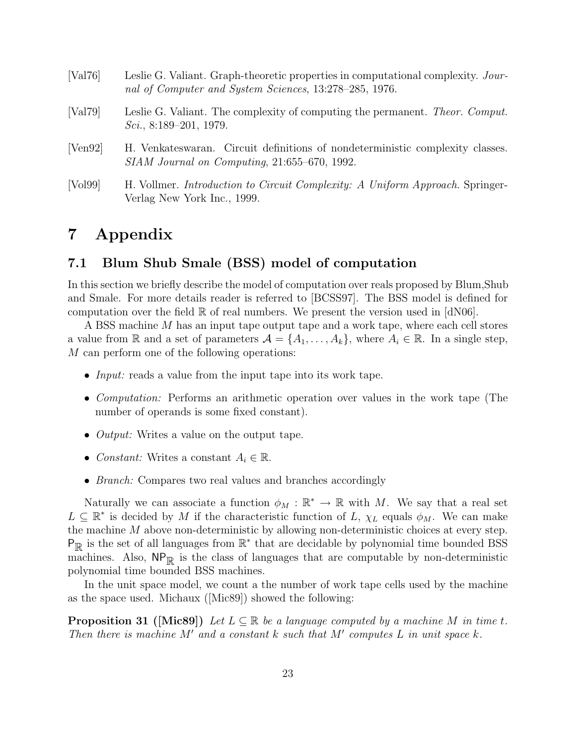[Val76] Leslie G. Valiant. Graph-theoretic properties in computational complexity. *Journal of Computer and System Sciences*, 13:278–285, 1976.

[Val79] Leslie G. Valiant. The complexity of computing the permanent. *Theor. Comput. Sci.*, 8:189–201, 1979.

[Ven92] H. Venkateswaran. Circuit definitions of nondeterministic complexity classes. *SIAM Journal on Computing*, 21:655–670, 1992.

[Vol99] H. Vollmer. *Introduction to Circuit Complexity: A Uniform Approach*. Springer-Verlag New York Inc., 1999.

# 7 Appendix

## 7.1 Blum Shub Smale (BSS) model of computation

In this section we briefly describe the model of computation over reals proposed by Blum,Shub and Smale. For more details reader is referred to [BCSS97]. The BSS model is defined for computation over the field $\mathbb{R}$ of real numbers. We present the version used in [dN06].

A BSS machine $M$ has an input tape output tape and a work tape, where each cell stores a value from $\mathbb{R}$ and a set of parameters $\mathcal{A} = \{A_1, \ldots, A_k\}$, where $A_i \in \mathbb{R}$. In a single step, $M$ can perform one of the following operations:

- *Input:* reads a value from the input tape into its work tape.
- *Computation:* Performs an arithmetic operation over values in the work tape (The number of operands is some fixed constant).
- *Output:* Writes a value on the output tape.
- *Constant:* Writes a constant $A_i \in \mathbb{R}$.
- *Branch:* Compares two real values and branches accordingly

Naturally we can associate a function $\phi_M : \mathbb{R}^* \to \mathbb{R}$ with $M$. We say that a real set $L \subseteq \mathbb{R}^*$ is decided by $M$ if the characteristic function of $L$, $\chi_L$ equals $\phi_M$. We can make the machine $M$ above non-deterministic by allowing non-deterministic choices at every step. $\mathsf{P}_\mathbb{R}$ is the set of all languages from $\mathbb{R}^*$ that are decidable by polynomial time bounded BSS machines. Also, $\mathsf{NP}_\mathbb{R}$ is the class of languages that are computable by non-deterministic polynomial time bounded BSS machines.

In the unit space model, we count a the number of work tape cells used by the machine as the space used. Michaux ([Mic89]) showed the following:

**Proposition 31 ([Mic89])** *Let $L \subseteq \mathbb{R}$ be a language computed by a machine $M$ in time $t$. Then there is machine $M'$ and a constant $k$ such that $M'$ computes $L$ in unit space $k$.*